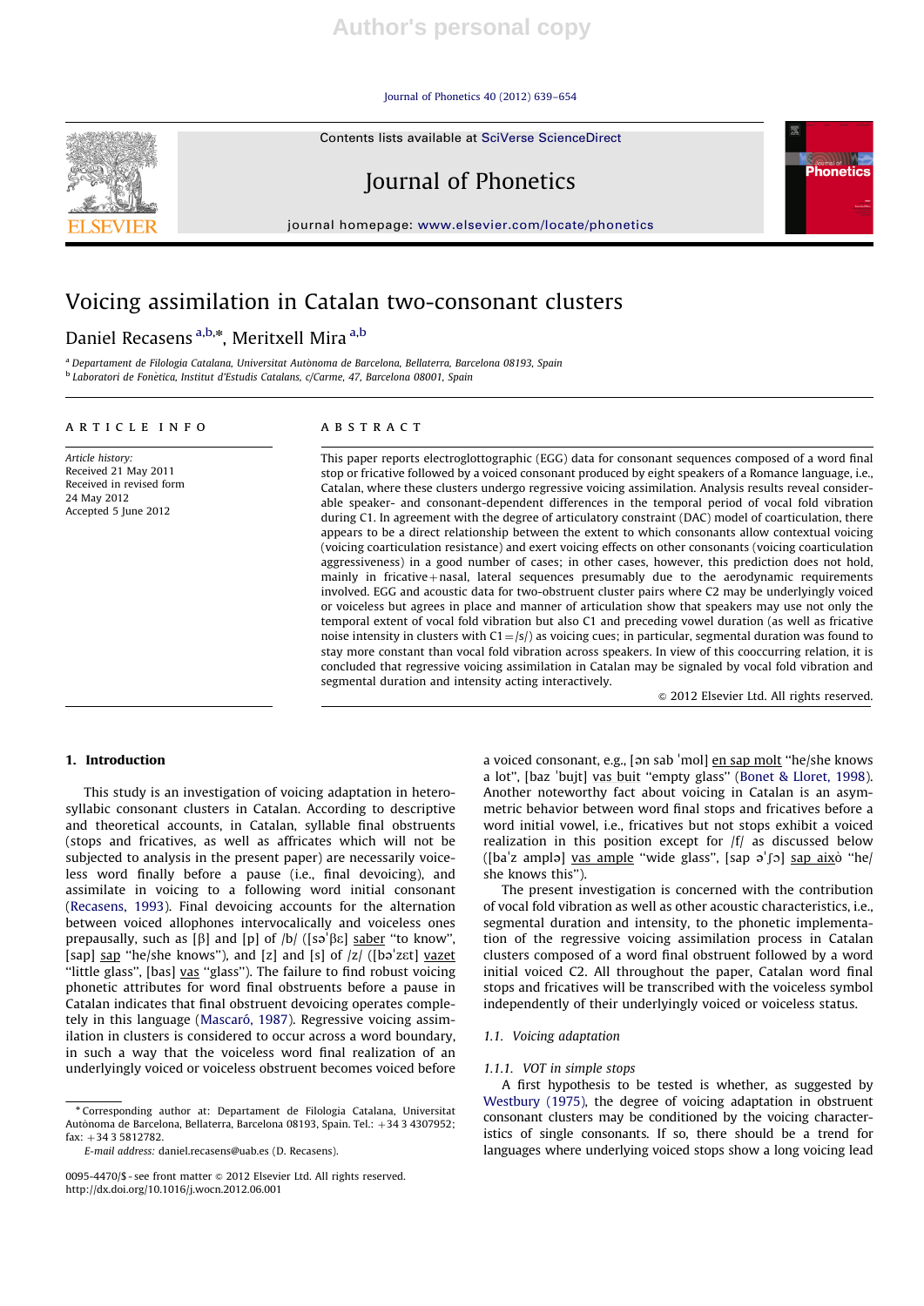Author's personal copy

# Voicing assimilation in Catalan two-consonant clusters

Daniel Recasens[a,b,*], Meritxell Mira[a,b]

[a] Departament de Filologia Catalana, Universitat Autònoma de Barcelona, Bellaterra, Barcelona 08193, Spain
[b] Laboratori de Fonètica, Institut d'Estudis Catalans, c/Carme, 47, Barcelona 08001, Spain

**ARTICLE INFO**

*Article history:*
Received 21 May 2011
Received in revised form
24 May 2012
Accepted 5 June 2012

**ABSTRACT**

This paper reports electroglottographic (EGG) data for consonant sequences composed of a word final stop or fricative followed by a voiced consonant produced by eight speakers of a Romance language, i.e., Catalan, where these clusters undergo regressive voicing assimilation. Analysis results reveal considerable speaker- and consonant-dependent differences in the temporal period of vocal fold vibration during C1. In agreement with the degree of articulatory constraint (DAC) model of coarticulation, there appears to be a direct relationship between the extent to which consonants allow contextual voicing (voicing coarticulation resistance) and exert voicing effects on other consonants (voicing coarticulation aggressiveness) in a good number of cases; in other cases, however, this prediction does not hold, mainly in fricative+nasal, lateral sequences presumably due to the aerodynamic requirements involved. EGG and acoustic data for two-obstruent cluster pairs where C2 may be underlyingly voiced or voiceless but agrees in place and manner of articulation show that speakers may use not only the temporal extent of vocal fold vibration but also C1 and preceding vowel duration (as well as fricative noise intensity in clusters with C1=/s/) as voicing cues; in particular, segmental duration was found to stay more constant than vocal fold vibration across speakers. In view of this cooccurring relation, it is concluded that regressive voicing assimilation in Catalan may be signaled by vocal fold vibration and segmental duration and intensity acting interactively.

© 2012 Elsevier Ltd. All rights reserved.

## 1. Introduction

This study is an investigation of voicing adaptation in heterosyllabic consonant clusters in Catalan. According to descriptive and theoretical accounts, in Catalan, syllable final obstruents (stops and fricatives, as well as affricates which will not be subjected to analysis in the present paper) are necessarily voiceless word finally before a pause (i.e., final devoicing), and assimilate in voicing to a following word initial consonant (Recasens, 1993). Final devoicing accounts for the alternation between voiced allophones intervocalically and voiceless ones prepausally, such as [β] and [p] of /b/ ([səˈβɛ] <u>saber</u> "to know", [sap] <u>sap</u> "he/she knows"), and [z] and [s] of /z/ ([bəˈzɛt] <u>vazet</u> "little glass", [bas] <u>vas</u> "glass"). The failure to find robust voicing phonetic attributes for word final obstruents before a pause in Catalan indicates that final obstruent devoicing operates completely in this language (Mascaró, 1987). Regressive voicing assimilation in clusters is considered to occur across a word boundary, in such a way that the voiceless word final realization of an underlyingly voiced or voiceless obstruent becomes voiced before a voiced consonant, e.g., [ən sab ˈmol] <u>en sap molt</u> "he/she knows a lot", [baz ˈbujt] vas buit "empty glass" (Bonet & Lloret, 1998). Another noteworthy fact about voicing in Catalan is an asymmetric behavior between word final stops and fricatives before a word initial vowel, i.e., fricatives but not stops exhibit a voiced realization in this position except for /f/ as discussed below ([baˈz amplə] <u>vas ample</u> "wide glass", [sap əˈʃɔ] <u>sap això</u> "he/she knows this").

The present investigation is concerned with the contribution of vocal fold vibration as well as other acoustic characteristics, i.e., segmental duration and intensity, to the phonetic implementation of the regressive voicing assimilation process in Catalan clusters composed of a word final obstruent followed by a word initial voiced C2. All throughout the paper, Catalan word final stops and fricatives will be transcribed with the voiceless symbol independently of their underlyingly voiced or voiceless status.

### 1.1. Voicing adaptation

#### 1.1.1. VOT in simple stops

A first hypothesis to be tested is whether, as suggested by Westbury (1975), the degree of voicing adaptation in obstruent consonant clusters may be conditioned by the voicing characteristics of single consonants. If so, there should be a trend for languages where underlying voiced stops show a long voicing lead

---

\* Corresponding author at: Departament de Filologia Catalana, Universitat Autònoma de Barcelona, Bellaterra, Barcelona 08193, Spain. Tel.: +34 3 4307952; fax: +34 3 5812782.

E-mail address: daniel.recasens@uab.es (D. Recasens).

0095-4470/$ - see front matter © 2012 Elsevier Ltd. All rights reserved.
http://dx.doi.org/10.1016/j.wocn.2012.06.001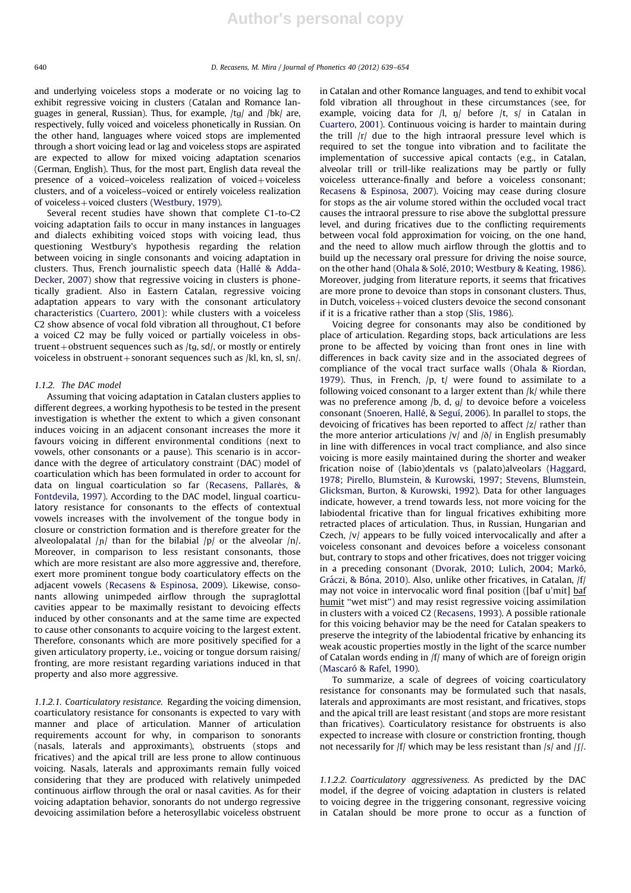and underlying voiceless stops a moderate or no voicing lag to exhibit regressive voicing in clusters (Catalan and Romance languages in general, Russian). Thus, for example, /tg/ and /bk/ are, respectively, fully voiced and voiceless phonetically in Russian. On the other hand, languages where voiced stops are implemented through a short voicing lead or lag and voiceless stops are aspirated are expected to allow for mixed voicing adaptation scenarios (German, English). Thus, for the most part, English data reveal the presence of a voiced–voiceless realization of voiced+voiceless clusters, and of a voiceless–voiced or entirely voiceless realization of voiceless+voiced clusters (Westbury, 1979).

Several recent studies have shown that complete C1-to-C2 voicing adaptation fails to occur in many instances in languages and dialects exhibiting voiced stops with voicing lead, thus questioning Westbury's hypothesis regarding the relation between voicing in single consonants and voicing adaptation in clusters. Thus, French journalistic speech data (Hallé & Adda-Decker, 2007) show that regressive voicing in clusters is phonetically gradient. Also in Eastern Catalan, regressive voicing adaptation appears to vary with the consonant articulatory characteristics (Cuartero, 2001): while clusters with a voiceless C2 show absence of vocal fold vibration all throughout, C1 before a voiced C2 may be fully voiced or partially voiceless in obstruent+obstruent sequences such as /tg, sd/, or mostly or entirely voiceless in obstruent+sonorant sequences such as /kl, kn, sl, sn/.

#### 1.1.2. The DAC model

Assuming that voicing adaptation in Catalan clusters applies to different degrees, a working hypothesis to be tested in the present investigation is whether the extent to which a given consonant induces voicing in an adjacent consonant increases the more it favours voicing in different environmental conditions (next to vowels, other consonants or a pause). This scenario is in accordance with the degree of articulatory constraint (DAC) model of coarticulation which has been formulated in order to account for data on lingual coarticulation so far (Recasens, Pallarès, & Fontdevila, 1997). According to the DAC model, lingual coarticulatory resistance for consonants to the effects of contextual vowels increases with the involvement of the tongue body in closure or constriction formation and is therefore greater for the alveolopalatal /ɲ/ than for the bilabial /p/ or the alveolar /n/. Moreover, in comparison to less resistant consonants, those which are more resistant are also more aggressive and, therefore, exert more prominent tongue body coarticulatory effects on the adjacent vowels (Recasens & Espinosa, 2009). Likewise, consonants allowing unimpeded airflow through the supraglottal cavities appear to be maximally resistant to devoicing effects induced by other consonants and at the same time are expected to cause other consonants to acquire voicing to the largest extent. Therefore, consonants which are more positively specified for a given articulatory property, i.e., voicing or tongue dorsum raising/fronting, are more resistant regarding variations induced in that property and also more aggressive.

##### 1.1.2.1. Coarticulatory resistance.

Regarding the voicing dimension, coarticulatory resistance for consonants is expected to vary with manner and place of articulation. Manner of articulation requirements account for why, in comparison to sonorants (nasals, laterals and approximants), obstruents (stops and fricatives) and the apical trill are less prone to allow continuous voicing. Nasals, laterals and approximants remain fully voiced considering that they are produced with relatively unimpeded continuous airflow through the oral or nasal cavities. As for their voicing adaptation behavior, sonorants do not undergo regressive devoicing assimilation before a heterosyllabic voiceless obstruent in Catalan and other Romance languages, and tend to exhibit vocal fold vibration all throughout in these circumstances (see, for example, voicing data for /l, ŋ/ before /t, s/ in Catalan in Cuartero, 2001). Continuous voicing is harder to maintain during the trill /r/ due to the high intraoral pressure level which is required to set the tongue into vibration and to facilitate the implementation of successive apical contacts (e.g., in Catalan, alveolar trill or trill-like realizations may be partly or fully voiceless utterance-finally and before a voiceless consonant; Recasens & Espinosa, 2007). Voicing may cease during closure for stops as the air volume stored within the occluded vocal tract causes the intraoral pressure to rise above the subglottal pressure level, and during fricatives due to the conflicting requirements between vocal fold approximation for voicing, on the one hand, and the need to allow much airflow through the glottis and to build up the necessary oral pressure for driving the noise source, on the other hand (Ohala & Solé, 2010; Westbury & Keating, 1986). Moreover, judging from literature reports, it seems that fricatives are more prone to devoice than stops in consonant clusters. Thus, in Dutch, voiceless+voiced clusters devoice the second consonant if it is a fricative rather than a stop (Slis, 1986).

Voicing degree for consonants may also be conditioned by place of articulation. Regarding stops, back articulations are less prone to be affected by voicing than front ones in line with differences in back cavity size and in the associated degrees of compliance of the vocal tract surface walls (Ohala & Riordan, 1979). Thus, in French, /p, t/ were found to assimilate to a following voiced consonant to a larger extent than /k/ while there was no preference among /b, d, g/ to devoice before a voiceless consonant (Snoeren, Hallé, & Seguí, 2006). In parallel to stops, the devoicing of fricatives has been reported to affect /z/ rather than the more anterior articulations /v/ and /ð/ in English presumably in line with differences in vocal tract compliance, and also since voicing is more easily maintained during the shorter and weaker frication noise of (labio)dentals vs (palato)alveolars (Haggard, 1978; Pirello, Blumstein, & Kurowski, 1997; Stevens, Blumstein, Glicksman, Burton, & Kurowski, 1992). Data for other languages indicate, however, a trend towards less, not more voicing for the labiodental fricative than for lingual fricatives exhibiting more retracted places of articulation. Thus, in Russian, Hungarian and Czech, /v/ appears to be fully voiced intervocalically and after a voiceless consonant and devoices before a voiceless consonant but, contrary to stops and other fricatives, does not trigger voicing in a preceding consonant (Dvorak, 2010; Lulich, 2004; Markó, Gráczi, & Bóna, 2010). Also, unlike other fricatives, in Catalan, /f/ may not voice in intervocalic word final position ([baf u'mit] <u>baf humit</u> "wet mist") and may resist regressive voicing assimilation in clusters with a voiced C2 (Recasens, 1993). A possible rationale for this voicing behavior may be the need for Catalan speakers to preserve the integrity of the labiodental fricative by enhancing its weak acoustic properties mostly in the light of the scarce number of Catalan words ending in /f/ many of which are of foreign origin (Mascaró & Rafel, 1990).

To summarize, a scale of degrees of voicing coarticulatory resistance for consonants may be formulated such that nasals, laterals and approximants are most resistant, and fricatives, stops and the apical trill are least resistant (and stops are more resistant than fricatives). Coarticulatory resistance for obstruents is also expected to increase with closure or constriction fronting, though not necessarily for /f/ which may be less resistant than /s/ and /ʃ/.

##### 1.1.2.2. Coarticulatory aggressiveness.

As predicted by the DAC model, if the degree of voicing adaptation in clusters is related to voicing degree in the triggering consonant, regressive voicing in Catalan should be more prone to occur as a function of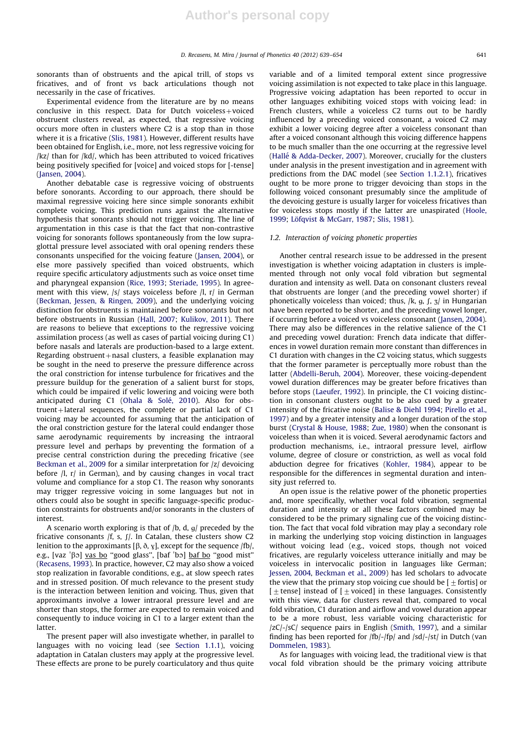sonorants than of obstruents and the apical trill, of stops vs fricatives, and of front vs back articulations though not necessarily in the case of fricatives.

Experimental evidence from the literature are by no means conclusive in this respect. Data for Dutch voiceless+voiced obstruent clusters reveal, as expected, that regressive voicing occurs more often in clusters where C2 is a stop than in those where it is a fricative (Slis, 1981). However, different results have been obtained for English, i.e., more, not less regressive voicing for /kz/ than for /kd/, which has been attributed to voiced fricatives being positively specified for [voice] and voiced stops for [-tense] (Jansen, 2004).

Another debatable case is regressive voicing of obstruents before sonorants. According to our approach, there should be maximal regressive voicing here since simple sonorants exhibit complete voicing. This prediction runs against the alternative hypothesis that sonorants should not trigger voicing. The line of argumentation in this case is that the fact that non-contrastive voicing for sonorants follows spontaneously from the low supraglottal pressure level associated with oral opening renders these consonants unspecified for the voicing feature (Jansen, 2004), or else more passively specified than voiced obstruents, which require specific articulatory adjustments such as voice onset time and pharyngeal expansion (Rice, 1993; Steriade, 1995). In agreement with this view, /s/ stays voiceless before /l, r/ in German (Beckman, Jessen, & Ringen, 2009), and the underlying voicing distinction for obstruents is maintained before sonorants but not before obstruents in Russian (Hall, 2007; Kulikov, 2011). There are reasons to believe that exceptions to the regressive voicing assimilation process (as well as cases of partial voicing during C1) before nasals and laterals are production-based to a large extent. Regarding obstruent+nasal clusters, a feasible explanation may be sought in the need to preserve the pressure difference across the oral constriction for intense turbulence for fricatives and the pressure buildup for the generation of a salient burst for stops, which could be impaired if velic lowering and voicing were both anticipated during C1 (Ohala & Solé, 2010). Also for obstruent+lateral sequences, the complete or partial lack of C1 voicing may be accounted for assuming that the anticipation of the oral constriction gesture for the lateral could endanger those same aerodynamic requirements by increasing the intraoral pressure level and perhaps by preventing the formation of a precise central constriction during the preceding fricative (see Beckman et al., 2009 for a similar interpretation for /z/ devoicing before /l, r/ in German), and by causing changes in vocal tract volume and compliance for a stop C1. The reason why sonorants may trigger regressive voicing in some languages but not in others could also be sought in specific language-specific production constraints for obstruents and/or sonorants in the clusters of interest.

A scenario worth exploring is that of /b, d, g/ preceded by the fricative consonants /f, s, ʃ/. In Catalan, these clusters show C2 lenition to the approximants [β, ð, ɣ], except for the sequence /fb/, e.g., [vaz ˈβɔ] vas bo "good glass", [baf ˈbɔ] baf bo "good mist" (Recasens, 1993). In practice, however, C2 may also show a voiced stop realization in favorable conditions, e.g., at slow speech rates and in stressed position. Of much relevance to the present study is the interaction between lenition and voicing. Thus, given that approximants involve a lower intraoral pressure level and are shorter than stops, the former are expected to remain voiced and consequently to induce voicing in C1 to a larger extent than the latter.

The present paper will also investigate whether, in parallel to languages with no voicing lead (see Section 1.1.1), voicing adaptation in Catalan clusters may apply at the progressive level. These effects are prone to be purely coarticulatory and thus quite variable and of a limited temporal extent since progressive voicing assimilation is not expected to take place in this language. Progressive voicing adaptation has been reported to occur in other languages exhibiting voiced stops with voicing lead: in French clusters, while a voiceless C2 turns out to be hardly influenced by a preceding voiced consonant, a voiced C2 may exhibit a lower voicing degree after a voiceless consonant than after a voiced consonant although this voicing difference happens to be much smaller than the one occurring at the regressive level (Hallé & Adda-Decker, 2007). Moreover, crucially for the clusters under analysis in the present investigation and in agreement with predictions from the DAC model (see Section 1.1.2.1), fricatives ought to be more prone to trigger devoicing than stops in the following voiced consonant presumably since the amplitude of the devoicing gesture is usually larger for voiceless fricatives than for voiceless stops mostly if the latter are unaspirated (Hoole, 1999; Löfqvist & McGarr, 1987; Slis, 1981).

### 1.2. Interaction of voicing phonetic properties

Another central research issue to be addressed in the present investigation is whether voicing adaptation in clusters is implemented through not only vocal fold vibration but segmental duration and intensity as well. Data on consonant clusters reveal that obstruents are longer (and the preceding vowel shorter) if phonetically voiceless than voiced; thus, /k, g, ʃ, ʒ/ in Hungarian have been reported to be shorter, and the preceding vowel longer, if occurring before a voiced vs voiceless consonant (Jansen, 2004). There may also be differences in the relative salience of the C1 and preceding vowel duration: French data indicate that differences in vowel duration remain more constant than differences in C1 duration with changes in the C2 voicing status, which suggests that the former parameter is perceptually more robust than the latter (Abdelli-Beruh, 2004). Moreover, these voicing-dependent vowel duration differences may be greater before fricatives than before stops (Laeufer, 1992). In principle, the C1 voicing distinction in consonant clusters ought to be also cued by a greater intensity of the fricative noise (Balise & Diehl 1994; Pirello et al., 1997) and by a greater intensity and a longer duration of the stop burst (Crystal & House, 1988; Zue, 1980) when the consonant is voiceless than when it is voiced. Several aerodynamic factors and production mechanisms, i.e., intraoral pressure level, airflow volume, degree of closure or constriction, as well as vocal fold abduction degree for fricatives (Kohler, 1984), appear to be responsible for the differences in segmental duration and intensity just referred to.

An open issue is the relative power of the phonetic properties and, more specifically, whether vocal fold vibration, segmental duration and intensity or all these factors combined may be considered to be the primary signaling cue of the voicing distinction. The fact that vocal fold vibration may play a secondary role in marking the underlying stop voicing distinction in languages without voicing lead (e.g., voiced stops, though not voiced fricatives, are regularly voiceless utterance initially and may be voiceless in intervocalic position in languages like German; Jessen, 2004, Beckman et al., 2009) has led scholars to advocate the view that the primary stop voicing cue should be [±fortis] or [±tense] instead of [±voiced] in these languages. Consistently with this view, data for clusters reveal that, compared to vocal fold vibration, C1 duration and airflow and vowel duration appear to be a more robust, less variable voicing characteristic for /zC/-/sC/ sequence pairs in English (Smith, 1997), and a similar finding has been reported for /fb/-/fp/ and /sd/-/st/ in Dutch (van Dommelen, 1983).

As for languages with voicing lead, the traditional view is that vocal fold vibration should be the primary voicing attribute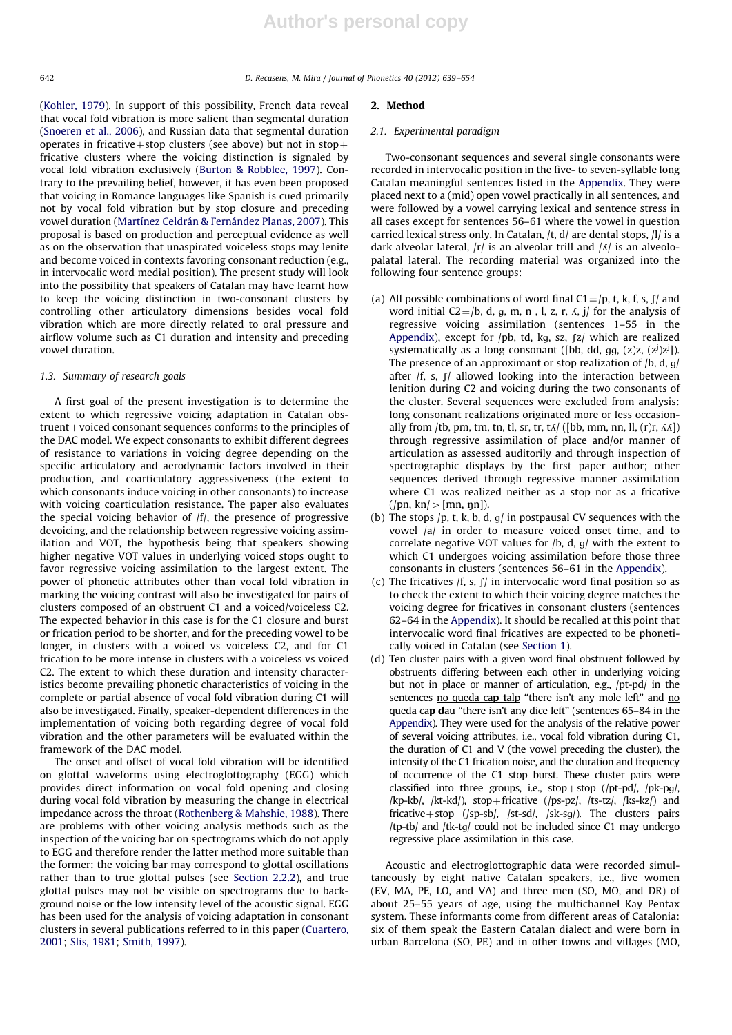(Kohler, 1979). In support of this possibility, French data reveal that vocal fold vibration is more salient than segmental duration (Snoeren et al., 2006), and Russian data that segmental duration operates in fricative+stop clusters (see above) but not in stop+fricative clusters where the voicing distinction is signaled by vocal fold vibration exclusively (Burton & Robblee, 1997). Contrary to the prevailing belief, however, it has even been proposed that voicing in Romance languages like Spanish is cued primarily not by vocal fold vibration but by stop closure and preceding vowel duration (Martínez Celdrán & Fernández Planas, 2007). This proposal is based on production and perceptual evidence as well as on the observation that unaspirated voiceless stops may lenite and become voiced in contexts favoring consonant reduction (e.g., in intervocalic word medial position). The present study will look into the possibility that speakers of Catalan may have learnt how to keep the voicing distinction in two-consonant clusters by controlling other articulatory dimensions besides vocal fold vibration which are more directly related to oral pressure and airflow volume such as C1 duration and intensity and preceding vowel duration.

### 1.3. Summary of research goals

A first goal of the present investigation is to determine the extent to which regressive voicing adaptation in Catalan obstruent+voiced consonant sequences conforms to the principles of the DAC model. We expect consonants to exhibit different degrees of resistance to variations in voicing degree depending on the specific articulatory and aerodynamic factors involved in their production, and coarticulatory aggressiveness (the extent to which consonants induce voicing in other consonants) to increase with voicing coarticulation resistance. The paper also evaluates the special voicing behavior of /f/, the presence of progressive devoicing, and the relationship between regressive voicing assimilation and VOT, the hypothesis being that speakers showing higher negative VOT values in underlying voiced stops ought to favor regressive voicing assimilation to the largest extent. The power of phonetic attributes other than vocal fold vibration in marking the voicing contrast will also be investigated for pairs of clusters composed of an obstruent C1 and a voiced/voiceless C2. The expected behavior in this case is for the C1 closure and burst or frication period to be shorter, and for the preceding vowel to be longer, in clusters with a voiced vs voiceless C2, and for C1 frication to be more intense in clusters with a voiceless vs voiced C2. The extent to which these duration and intensity characteristics become prevailing phonetic characteristics of voicing in the complete or partial absence of vocal fold vibration during C1 will also be investigated. Finally, speaker-dependent differences in the implementation of voicing both regarding degree of vocal fold vibration and the other parameters will be evaluated within the framework of the DAC model.

The onset and offset of vocal fold vibration will be identified on glottal waveforms using electroglottography (EGG) which provides direct information on vocal fold opening and closing during vocal fold vibration by measuring the change in electrical impedance across the throat (Rothenberg & Mahshie, 1988). There are problems with other voicing analysis methods such as the inspection of the voicing bar on spectrograms which do not apply to EGG and therefore render the latter method more suitable than the former: the voicing bar may correspond to glottal oscillations rather than to true glottal pulses (see Section 2.2.2), and true glottal pulses may not be visible on spectrograms due to background noise or the low intensity level of the acoustic signal. EGG has been used for the analysis of voicing adaptation in consonant clusters in several publications referred to in this paper (Cuartero, 2001; Slis, 1981; Smith, 1997).

## 2. Method

### 2.1. Experimental paradigm

Two-consonant sequences and several single consonants were recorded in intervocalic position in the five- to seven-syllable long Catalan meaningful sentences listed in the Appendix. They were placed next to a (mid) open vowel practically in all sentences, and were followed by a vowel carrying lexical and sentence stress in all cases except for sentences 56–61 where the vowel in question carried lexical stress only. In Catalan, /t, d/ are dental stops, /l/ is a dark alveolar lateral, /r/ is an alveolar trill and /ʎ/ is an alveolo-palatal lateral. The recording material was organized into the following four sentence groups:

(a) All possible combinations of word final C1 = /p, t, k, f, s, ʃ/ and word initial C2 = /b, d, ɡ, m, n , l, z, r, ʎ, j/ for the analysis of regressive voicing assimilation (sentences 1–55 in the Appendix), except for /pb, td, kɡ, sz, ʃz/ which are realized systematically as a long consonant ([bb, dd, ɡɡ, (z)z, (zʲ)zʲ]). The presence of an approximant or stop realization of /b, d, ɡ/ after /f, s, ʃ/ allowed looking into the interaction between lenition during C2 and voicing during the two consonants of the cluster. Several sequences were excluded from analysis: long consonant realizations originated more or less occasionally from /tb, pm, tm, tn, tl, sr, tr, tʎ/ ([bb, mm, nn, ll, (r)r, ʎʎ]) through regressive assimilation of place and/or manner of articulation as assessed auditorily and through inspection of spectrographic displays by the first paper author; other sequences derived through regressive manner assimilation where C1 was realized neither as a stop nor as a fricative (/pn, kn/ > [mn, ŋn]).

(b) The stops /p, t, k, b, d, ɡ/ in postpausal CV sequences with the vowel /a/ in order to measure voiced onset time, and to correlate negative VOT values for /b, d, ɡ/ with the extent to which C1 undergoes voicing assimilation before those three consonants in clusters (sentences 56–61 in the Appendix).

(c) The fricatives /f, s, ʃ/ in intervocalic word final position so as to check the extent to which their voicing degree matches the voicing degree for fricatives in consonant clusters (sentences 62–64 in the Appendix). It should be recalled at this point that intervocalic word final fricatives are expected to be phonetically voiced in Catalan (see Section 1).

(d) Ten cluster pairs with a given word final obstruent followed by obstruents differing between each other in underlying voicing but not in place or manner of articulation, e.g., /pt-pd/ in the sentences <u>no queda ca**p t**alp</u> "there isn't any mole left" and <u>no queda ca**p d**au</u> "there isn't any dice left" (sentences 65–84 in the Appendix). They were used for the analysis of the relative power of several voicing attributes, i.e., vocal fold vibration during C1, the duration of C1 and V (the vowel preceding the cluster), the intensity of the C1 frication noise, and the duration and frequency of occurrence of the C1 stop burst. These cluster pairs were classified into three groups, i.e., stop+stop (/pt-pd/, /pk-pɡ/, /kp-kb/, /kt-kd/), stop+fricative (/ps-pz/, /ts-tz/, /ks-kz/) and fricative+stop (/sp-sb/, /st-sd/, /sk-sɡ/). The clusters pairs /tp-tb/ and /tk-tɡ/ could not be included since C1 may undergo regressive place assimilation in this case.

Acoustic and electroglottographic data were recorded simultaneously by eight native Catalan speakers, i.e., five women (EV, MA, PE, LO, and VA) and three men (SO, MO, and DR) of about 25–55 years of age, using the multichannel Kay Pentax system. These informants come from different areas of Catalonia: six of them speak the Eastern Catalan dialect and were born in urban Barcelona (SO, PE) and in other towns and villages (MO,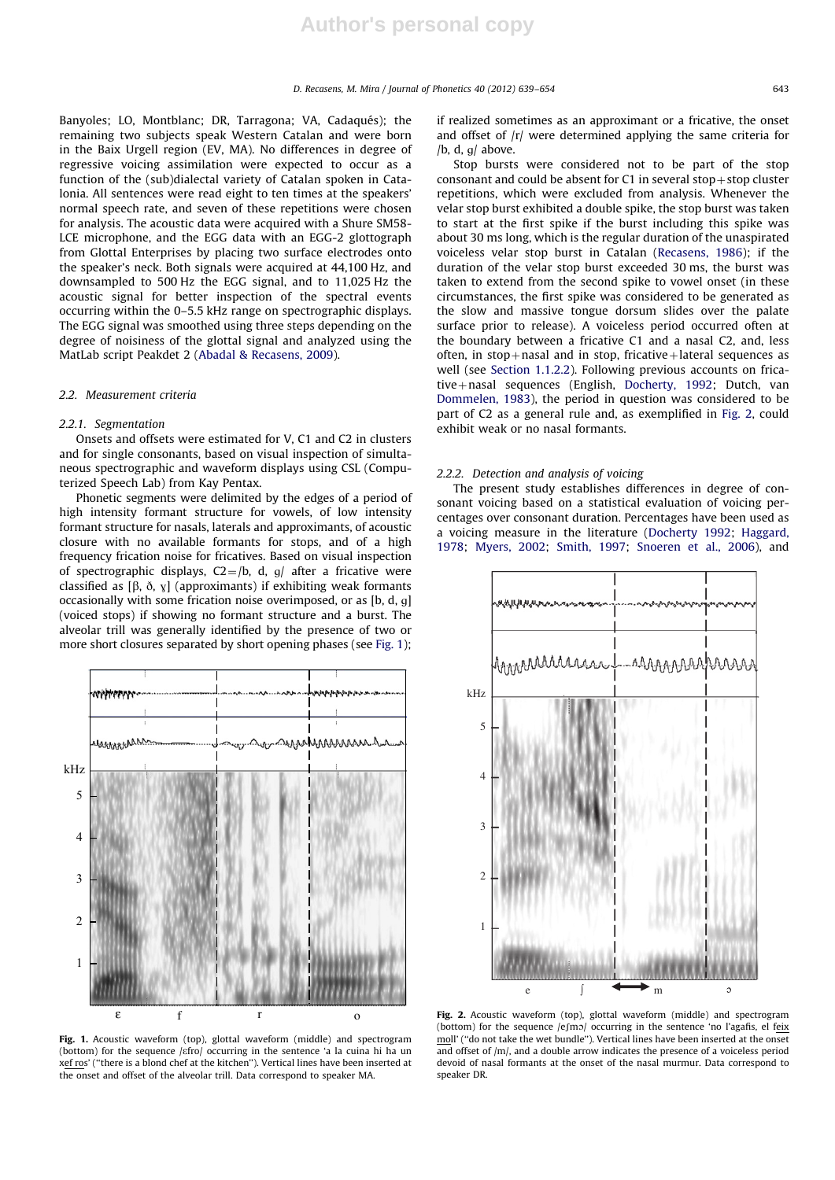Banyoles; LO, Montblanc; DR, Tarragona; VA, Cadaqués); the remaining two subjects speak Western Catalan and were born in the Baix Urgell region (EV, MA). No differences in degree of regressive voicing assimilation were expected to occur as a function of the (sub)dialectal variety of Catalan spoken in Catalonia. All sentences were read eight to ten times at the speakers' normal speech rate, and seven of these repetitions were chosen for analysis. The acoustic data were acquired with a Shure SM58-LCE microphone, and the EGG data with an EGG-2 glottograph from Glottal Enterprises by placing two surface electrodes onto the speaker's neck. Both signals were acquired at 44,100 Hz, and downsampled to 500 Hz the EGG signal, and to 11,025 Hz the acoustic signal for better inspection of the spectral events occurring within the 0–5.5 kHz range on spectrographic displays. The EGG signal was smoothed using three steps depending on the degree of noisiness of the glottal signal and analyzed using the MatLab script Peakdet 2 (Abadal & Recasens, 2009).

## 2.2. Measurement criteria

### 2.2.1. Segmentation

Onsets and offsets were estimated for V, C1 and C2 in clusters and for single consonants, based on visual inspection of simultaneous spectrographic and waveform displays using CSL (Computerized Speech Lab) from Kay Pentax.

Phonetic segments were delimited by the edges of a period of high intensity formant structure for vowels, of low intensity formant structure for nasals, laterals and approximants, of acoustic closure with no available formants for stops, and of a high frequency frication noise for fricatives. Based on visual inspection of spectrographic displays, C2=/b, d, ɡ/ after a fricative were classified as [β, ð, ɣ] (approximants) if exhibiting weak formants occasionally with some frication noise overimposed, or as [b, d, ɡ] (voiced stops) if showing no formant structure and a burst. The alveolar trill was generally identified by the presence of two or more short closures separated by short opening phases (see Fig. 1); if realized sometimes as an approximant or a fricative, the onset and offset of /r/ were determined applying the same criteria for /b, d, ɡ/ above.

Stop bursts were considered not to be part of the stop consonant and could be absent for C1 in several stop+stop cluster repetitions, which were excluded from analysis. Whenever the velar stop burst exhibited a double spike, the stop burst was taken to start at the first spike if the burst including this spike was about 30 ms long, which is the regular duration of the unaspirated voiceless velar stop burst in Catalan (Recasens, 1986); if the duration of the velar stop burst exceeded 30 ms, the burst was taken to extend from the second spike to vowel onset (in these circumstances, the first spike was considered to be generated as the slow and massive tongue dorsum slides over the palate surface prior to release). A voiceless period occurred often at the boundary between a fricative C1 and a nasal C2, and, less often, in stop+nasal and in stop, fricative+lateral sequences as well (see Section 1.1.2.2). Following previous accounts on fricative+nasal sequences (English, Docherty, 1992; Dutch, van Dommelen, 1983), the period in question was considered to be part of C2 as a general rule and, as exemplified in Fig. 2, could exhibit weak or no nasal formants.

Fig. 1. Acoustic waveform (top), glottal waveform (middle) and spectrogram (bottom) for the sequence /ɛfro/ occurring in the sentence 'a la cuina hi ha un xef ros' ("there is a blond chef at the kitchen"). Vertical lines have been inserted at the onset and offset of the alveolar trill. Data correspond to speaker MA.

### 2.2.2. Detection and analysis of voicing

The present study establishes differences in degree of consonant voicing based on a statistical evaluation of voicing percentages over consonant duration. Percentages have been used as a voicing measure in the literature (Docherty 1992; Haggard, 1978; Myers, 2002; Smith, 1997; Snoeren et al., 2006), and

Fig. 2. Acoustic waveform (top), glottal waveform (middle) and spectrogram (bottom) for the sequence /eʃmɔ/ occurring in the sentence 'no l'agafis, el feix moll' ("do not take the wet bundle"). Vertical lines have been inserted at the onset and offset of /m/, and a double arrow indicates the presence of a voiceless period devoid of nasal formants at the onset of the nasal murmur. Data correspond to speaker DR.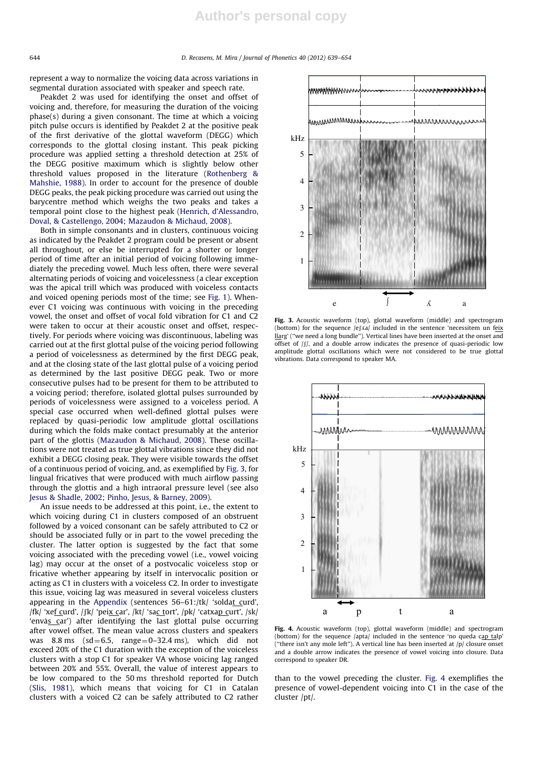represent a way to normalize the voicing data across variations in segmental duration associated with speaker and speech rate.

Peakdet 2 was used for identifying the onset and offset of voicing and, therefore, for measuring the duration of the voicing phase(s) during a given consonant. The time at which a voicing pitch pulse occurs is identified by Peakdet 2 at the positive peak of the first derivative of the glottal waveform (DEGG) which corresponds to the glottal closing instant. This peak picking procedure was applied setting a threshold detection at 25% of the DEGG positive maximum which is slightly below other threshold values proposed in the literature (Rothenberg & Mahshie, 1988). In order to account for the presence of double DEGG peaks, the peak picking procedure was carried out using the barycentre method which weighs the two peaks and takes a temporal point close to the highest peak (Henrich, d'Alessandro, Doval, & Castellengo, 2004; Mazaudon & Michaud, 2008).

Both in simple consonants and in clusters, continuous voicing as indicated by the Peakdet 2 program could be present or absent all throughout, or else be interrupted for a shorter or longer period of time after an initial period of voicing following immediately the preceding vowel. Much less often, there were several alternating periods of voicing and voicelessness (a clear exception was the apical trill which was produced with voiceless contacts and voiced opening periods most of the time; see Fig. 1). Whenever C1 voicing was continuous with voicing in the preceding vowel, the onset and offset of vocal fold vibration for C1 and C2 were taken to occur at their acoustic onset and offset, respectively. For periods where voicing was discontinuous, labeling was carried out at the first glottal pulse of the voicing period following a period of voicelessness as determined by the first DEGG peak, and at the closing state of the last glottal pulse of a voicing period as determined by the last positive DEGG peak. Two or more consecutive pulses had to be present for them to be attributed to a voicing period; therefore, isolated glottal pulses surrounded by periods of voicelessness were assigned to a voiceless period. A special case occurred when well-defined glottal pulses were replaced by quasi-periodic low amplitude glottal oscillations during which the folds make contact presumably at the anterior part of the glottis (Mazaudon & Michaud, 2008). These oscillations were not treated as true glottal vibrations since they did not exhibit a DEGG closing peak. They were visible towards the offset of a continuous period of voicing, and, as exemplified by Fig. 3, for lingual fricatives that were produced with much airflow passing through the glottis and a high intraoral pressure level (see also Jesus & Shadle, 2002; Pinho, Jesus, & Barney, 2009).

An issue needs to be addressed at this point, i.e., the extent to which voicing during C1 in clusters composed of an obstruent followed by a voiced consonant can be safely attributed to C2 or should be associated fully or in part to the vowel preceding the cluster. The latter option is suggested by the fact that some voicing associated with the preceding vowel (i.e., vowel voicing lag) may occur at the onset of a postvocalic voiceless stop or fricative whether appearing by itself in intervocalic position or acting as C1 in clusters with a voiceless C2. In order to investigate this issue, voicing lag was measured in several voiceless clusters appearing in the Appendix (sentences 56–61: /tk/ 'soldat curd', /fk/ 'xef curd', /ʃk/ 'peix car', /kt/ 'sac tort', /pk/ 'catxap curt', /sk/ 'envàs car') after identifying the last glottal pulse occurring after vowel offset. The mean value across clusters and speakers was 8.8 ms (sd = 6.5, range = 0–32.4 ms), which did not exceed 20% of the C1 duration with the exception of the voiceless clusters with a stop C1 for speaker VA whose voicing lag ranged between 20% and 55%. Overall, the value of interest appears to be low compared to the 50 ms threshold reported for Dutch (Slis, 1981), which means that voicing for C1 in Catalan clusters with a voiced C2 can be safely attributed to C2 rather than to the vowel preceding the cluster. Fig. 4 exemplifies the presence of vowel-dependent voicing into C1 in the case of the cluster /pt/.

**Fig. 3.** Acoustic waveform (top), glottal waveform (middle) and spectrogram (bottom) for the sequence /eʃʎa/ included in the sentence 'necessitem un feix llarg' ("we need a long bundle"). Vertical lines have been inserted at the onset and offset of /ʃ/, and a double arrow indicates the presence of quasi-periodic low amplitude glottal oscillations which were not considered to be true glottal vibrations. Data correspond to speaker MA.

**Fig. 4.** Acoustic waveform (top), glottal waveform (middle) and spectrogram (bottom) for the sequence /apta/ included in the sentence 'no queda cap talp' ("there isn't any mole left"). A vertical line has been inserted at /p/ closure onset and a double arrow indicates the presence of vowel voicing into closure. Data correspond to speaker DR.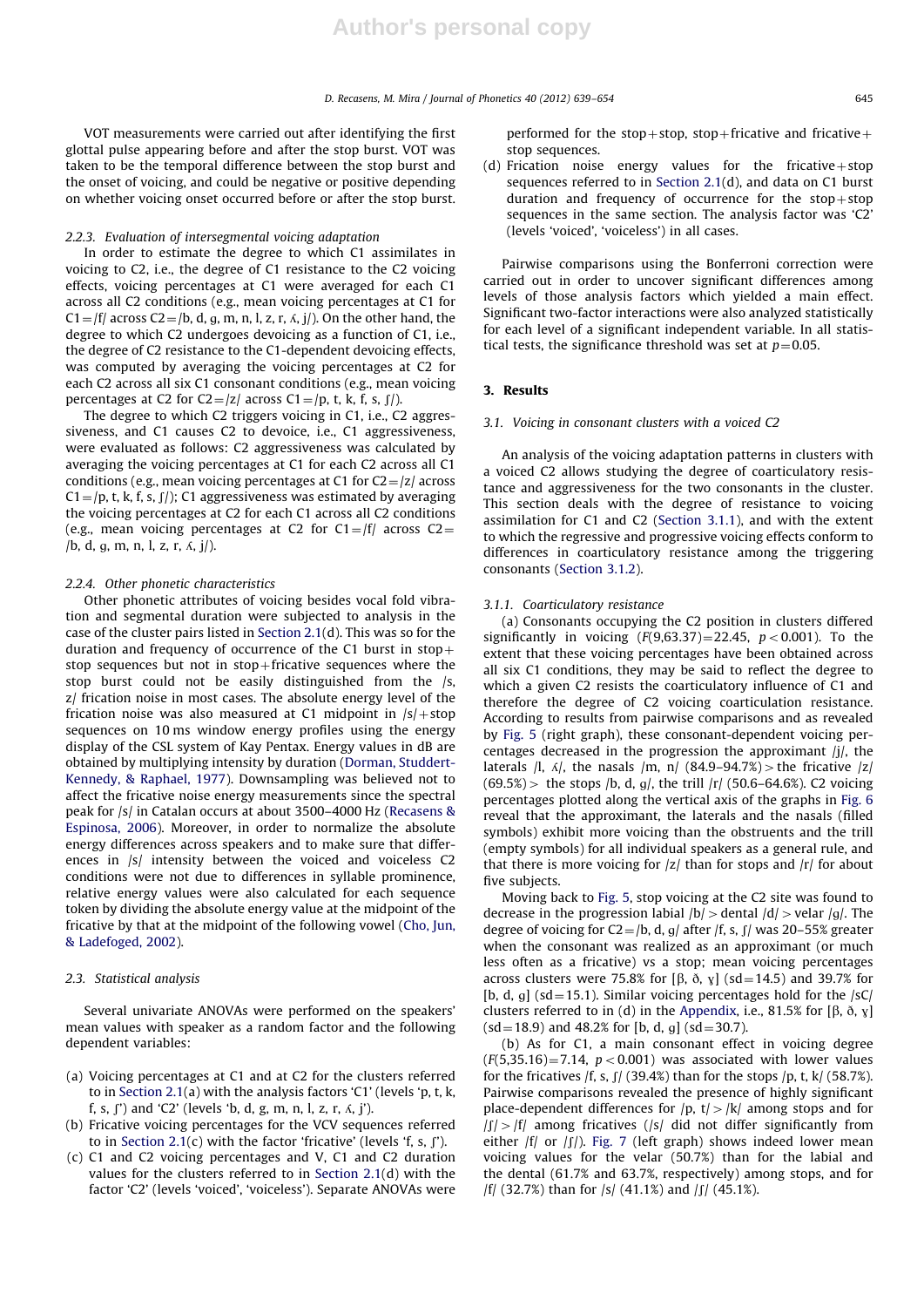VOT measurements were carried out after identifying the first glottal pulse appearing before and after the stop burst. VOT was taken to be the temporal difference between the stop burst and the onset of voicing, and could be negative or positive depending on whether voicing onset occurred before or after the stop burst.

### 2.2.3. Evaluation of intersegmental voicing adaptation

In order to estimate the degree to which C1 assimilates in voicing to C2, i.e., the degree of C1 resistance to the C2 voicing effects, voicing percentages at C1 were averaged for each C1 across all C2 conditions (e.g., mean voicing percentages at C1 for C1=/f/ across C2=/b, d, g, m, n, l, z, r, ʎ, j/). On the other hand, the degree to which C2 undergoes devoicing as a function of C1, i.e., the degree of C2 resistance to the C1-dependent devoicing effects, was computed by averaging the voicing percentages at C2 for each C2 across all six C1 consonant conditions (e.g., mean voicing percentages at C2 for C2=/z/ across C1=/p, t, k, f, s, ʃ/).

The degree to which C2 triggers voicing in C1, i.e., C2 aggressiveness, and C1 causes C2 to devoice, i.e., C1 aggressiveness, were evaluated as follows: C2 aggressiveness was calculated by averaging the voicing percentages at C1 for each C2 across all C1 conditions (e.g., mean voicing percentages at C1 for C2=/z/ across C1=/p, t, k, f, s, ʃ/); C1 aggressiveness was estimated by averaging the voicing percentages at C2 for each C1 across all C2 conditions (e.g., mean voicing percentages at C2 for C1=/f/ across C2=/b, d, g, m, n, l, z, r, ʎ, j/).

### 2.2.4. Other phonetic characteristics

Other phonetic attributes of voicing besides vocal fold vibration and segmental duration were subjected to analysis in the case of the cluster pairs listed in Section 2.1(d). This was so for the duration and frequency of occurrence of the C1 burst in stop+stop sequences but not in stop+fricative sequences where the stop burst could not be easily distinguished from the /s, z/ frication noise in most cases. The absolute energy level of the frication noise was also measured at C1 midpoint in /s/+stop sequences on 10 ms window energy profiles using the energy display of the CSL system of Kay Pentax. Energy values in dB are obtained by multiplying intensity by duration (Dorman, Studdert-Kennedy, & Raphael, 1977). Downsampling was believed not to affect the fricative noise energy measurements since the spectral peak for /s/ in Catalan occurs at about 3500–4000 Hz (Recasens & Espinosa, 2006). Moreover, in order to normalize the absolute energy differences across speakers and to make sure that differences in /s/ intensity between the voiced and voiceless C2 conditions were not due to differences in syllable prominence, relative energy values were also calculated for each sequence token by dividing the absolute energy value at the midpoint of the fricative by that at the midpoint of the following vowel (Cho, Jun, & Ladefoged, 2002).

## 2.3. Statistical analysis

Several univariate ANOVAs were performed on the speakers' mean values with speaker as a random factor and the following dependent variables:

(a) Voicing percentages at C1 and at C2 for the clusters referred to in Section 2.1(a) with the analysis factors 'C1' (levels 'p, t, k, f, s, ʃ') and 'C2' (levels 'b, d, g, m, n, l, z, r, ʎ, j').
(b) Fricative voicing percentages for the VCV sequences referred to in Section 2.1(c) with the factor 'fricative' (levels 'f, s, ʃ').
(c) C1 and C2 voicing percentages and V, C1 and C2 duration values for the clusters referred to in Section 2.1(d) with the factor 'C2' (levels 'voiced', 'voiceless'). Separate ANOVAs were performed for the stop+stop, stop+fricative and fricative+stop sequences.
(d) Frication noise energy values for the fricative+stop sequences referred to in Section 2.1(d), and data on C1 burst duration and frequency of occurrence for the stop+stop sequences in the same section. The analysis factor was 'C2' (levels 'voiced', 'voiceless') in all cases.

Pairwise comparisons using the Bonferroni correction were carried out in order to uncover significant differences among levels of those analysis factors which yielded a main effect. Significant two-factor interactions were also analyzed statistically for each level of a significant independent variable. In all statistical tests, the significance threshold was set at $p=0.05$.

# 3. Results

## 3.1. Voicing in consonant clusters with a voiced C2

An analysis of the voicing adaptation patterns in clusters with a voiced C2 allows studying the degree of coarticulatory resistance and aggressiveness for the two consonants in the cluster. This section deals with the degree of resistance to voicing assimilation for C1 and C2 (Section 3.1.1), and with the extent to which the regressive and progressive voicing effects conform to differences in coarticulatory resistance among the triggering consonants (Section 3.1.2).

### 3.1.1. Coarticulatory resistance

(a) Consonants occupying the C2 position in clusters differed significantly in voicing ($F(9,63.37)=22.45$, $p<0.001$). To the extent that these voicing percentages have been obtained across all six C1 conditions, they may be said to reflect the degree to which a given C2 resists the coarticulatory influence of C1 and therefore the degree of C2 voicing coarticulation resistance. According to results from pairwise comparisons and as revealed by Fig. 5 (right graph), these consonant-dependent voicing percentages decreased in the progression the approximant /j/, the laterals /l, ʎ/, the nasals /m, n/ (84.9–94.7%) > the fricative /z/ (69.5%) > the stops /b, d, g/, the trill /r/ (50.6–64.6%). C2 voicing percentages plotted along the vertical axis of the graphs in Fig. 6 reveal that the approximant, the laterals and the nasals (filled symbols) exhibit more voicing than the obstruents and the trill (empty symbols) for all individual speakers as a general rule, and that there is more voicing for /z/ than for stops and /r/ for about five subjects.

Moving back to Fig. 5, stop voicing at the C2 site was found to decrease in the progression labial /b/ > dental /d/ > velar /g/. The degree of voicing for C2=/b, d, g/ after /f, s, ʃ/ was 20–55% greater when the consonant was realized as an approximant (or much less often as a fricative) vs a stop; mean voicing percentages across clusters were 75.8% for [β, ð, ɣ] (sd=14.5) and 39.7% for [b, d, g] (sd=15.1). Similar voicing percentages hold for the /sC/ clusters referred to in (d) in the Appendix, i.e., 81.5% for [β, ð, ɣ] (sd=18.9) and 48.2% for [b, d, g] (sd=30.7).

(b) As for C1, a main consonant effect in voicing degree ($F(5,35.16)=7.14$, $p<0.001$) was associated with lower values for the fricatives /f, s, ʃ/ (39.4%) than for the stops /p, t, k/ (58.7%). Pairwise comparisons revealed the presence of highly significant place-dependent differences for /p, t/ > /k/ among stops and for /ʃ/ > /f/ among fricatives (/s/ did not differ significantly from either /f/ or /ʃ/). Fig. 7 (left graph) shows indeed lower mean voicing values for the velar (50.7%) than for the labial and the dental (61.7% and 63.7%, respectively) among stops, and for /f/ (32.7%) than for /s/ (41.1%) and /ʃ/ (45.1%).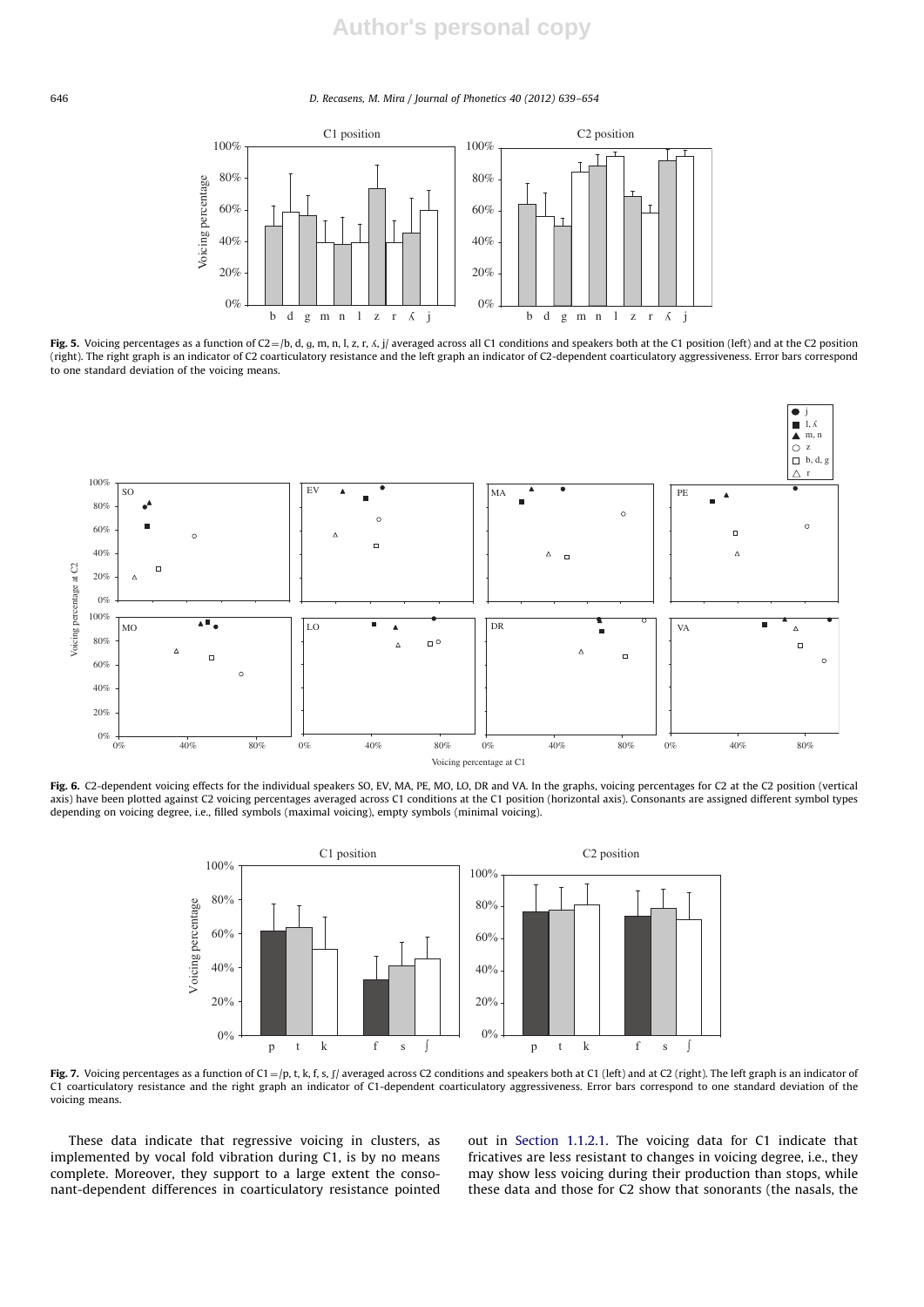**Fig. 5.** Voicing percentages as a function of C2 = /b, d, ɡ, m, n, l, z, r, ʎ, j/ averaged across all C1 conditions and speakers both at the C1 position (left) and at the C2 position (right). The right graph is an indicator of C2 coarticulatory resistance and the left graph an indicator of C2-dependent coarticulatory aggressiveness. Error bars correspond to one standard deviation of the voicing means.

**Fig. 6.** C2-dependent voicing effects for the individual speakers SO, EV, MA, PE, MO, LO, DR and VA. In the graphs, voicing percentages for C2 at the C2 position (vertical axis) have been plotted against C2 voicing percentages averaged across C1 conditions at the C1 position (horizontal axis). Consonants are assigned different symbol types depending on voicing degree, i.e., filled symbols (maximal voicing), empty symbols (minimal voicing).

**Fig. 7.** Voicing percentages as a function of C1 = /p, t, k, f, s, ʃ/ averaged across C2 conditions and speakers both at C1 (left) and at C2 (right). The left graph is an indicator of C1 coarticulatory resistance and the right graph an indicator of C1-dependent coarticulatory aggressiveness. Error bars correspond to one standard deviation of the voicing means.

These data indicate that regressive voicing in clusters, as implemented by vocal fold vibration during C1, is by no means complete. Moreover, they support to a large extent the consonant-dependent differences in coarticulatory resistance pointed out in Section 1.1.2.1. The voicing data for C1 indicate that fricatives are less resistant to changes in voicing degree, i.e., they may show less voicing during their production than stops, while these data and those for C2 show that sonorants (the nasals, the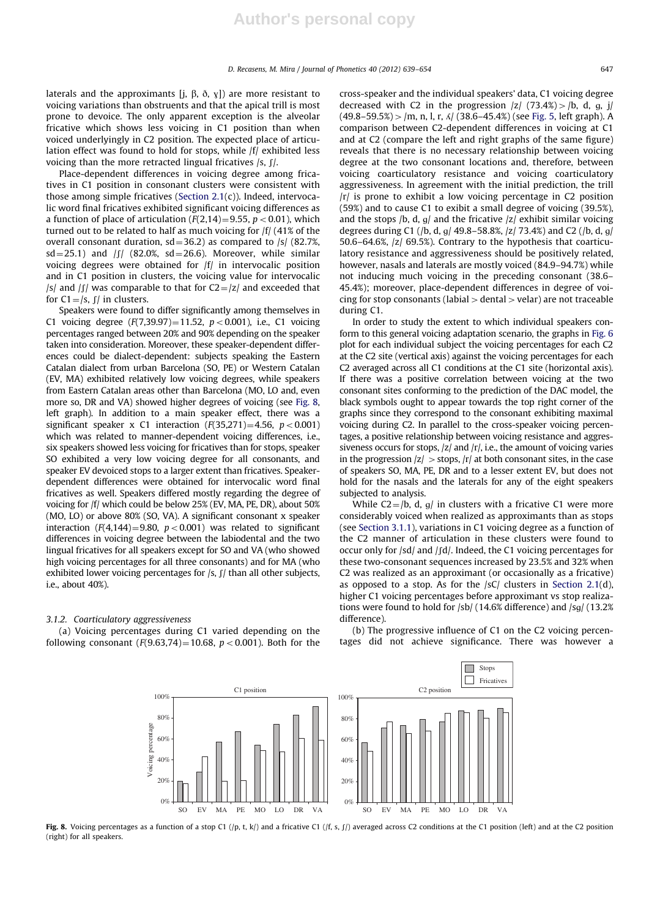laterals and the approximants [j, β, ð, ɣ]) are more resistant to voicing variations than obstruents and that the apical trill is most prone to devoice. The only apparent exception is the alveolar fricative which shows less voicing in C1 position than when voiced underlyingly in C2 position. The expected place of articulation effect was found to hold for stops, while /f/ exhibited less voicing than the more retracted lingual fricatives /s, ʃ/.

Place-dependent differences in voicing degree among fricatives in C1 position in consonant clusters were consistent with those among simple fricatives (Section 2.1(c)). Indeed, intervocalic word final fricatives exhibited significant voicing differences as a function of place of articulation ($F(2,14)=9.55$, $p<0.01$), which turned out to be related to half as much voicing for /f/ (41% of the overall consonant duration, sd=36.2) as compared to /s/ (82.7%, sd=25.1) and /ʃ/ (82.0%, sd=26.6). Moreover, while similar voicing degrees were obtained for /f/ in intervocalic position and in C1 position in clusters, the voicing value for intervocalic /s/ and /ʃ/ was comparable to that for C2=/z/ and exceeded that for C1=/s, ʃ/ in clusters.

Speakers were found to differ significantly among themselves in C1 voicing degree ($F(7,39.97)=11.52$, $p<0.001$), i.e., C1 voicing percentages ranged between 20% and 90% depending on the speaker taken into consideration. Moreover, these speaker-dependent differences could be dialect-dependent: subjects speaking the Eastern Catalan dialect from urban Barcelona (SO, PE) or Western Catalan (EV, MA) exhibited relatively low voicing degrees, while speakers from Eastern Catalan areas other than Barcelona (MO, LO and, even more so, DR and VA) showed higher degrees of voicing (see Fig. 8, left graph). In addition to a main speaker effect, there was a significant speaker x C1 interaction ($F(35,271)=4.56$, $p<0.001$) which was related to manner-dependent voicing differences, i.e., six speakers showed less voicing for fricatives than for stops, speaker SO exhibited a very low voicing degree for all consonants, and speaker EV devoiced stops to a larger extent than fricatives. Speaker-dependent differences were obtained for intervocalic word final fricatives as well. Speakers differed mostly regarding the degree of voicing for /f/ which could be below 25% (EV, MA, PE, DR), about 50% (MO, LO) or above 80% (SO, VA). A significant consonant x speaker interaction ($F(4,144)=9.80$, $p<0.001$) was related to significant differences in voicing degree between the labiodental and the two lingual fricatives for all speakers except for SO and VA (who showed high voicing percentages for all three consonants) and for MA (who exhibited lower voicing percentages for /s, ʃ/ than all other subjects, i.e., about 40%).

### 3.1.2. Coarticulatory aggressiveness

(a) Voicing percentages during C1 varied depending on the following consonant ($F(9.63,74)=10.68$, $p<0.001$). Both for the cross-speaker and the individual speakers' data, C1 voicing degree decreased with C2 in the progression /z/ (73.4%) > /b, d, ɡ, j/ (49.8–59.5%) > /m, n, l, r, ʎ/ (38.6–45.4%) (see Fig. 5, left graph). A comparison between C2-dependent differences in voicing at C1 and at C2 (compare the left and right graphs of the same figure) reveals that there is no necessary relationship between voicing degree at the two consonant locations and, therefore, between voicing coarticulatory resistance and voicing coarticulatory aggressiveness. In agreement with the initial prediction, the trill /r/ is prone to exhibit a low voicing percentage in C2 position (59%) and to cause C1 to exibit a small degree of voicing (39.5%), and the stops /b, d, ɡ/ and the fricative /z/ exhibit similar voicing degrees during C1 (/b, d, ɡ/ 49.8–58.8%, /z/ 73.4%) and C2 (/b, d, ɡ/ 50.6–64.6%, /z/ 69.5%). Contrary to the hypothesis that coarticulatory resistance and aggressiveness should be positively related, however, nasals and laterals are mostly voiced (84.9–94.7%) while not inducing much voicing in the preceding consonant (38.6–45.4%); moreover, place-dependent differences in degree of voicing for stop consonants (labial > dental > velar) are not traceable during C1.

In order to study the extent to which individual speakers conform to this general voicing adaptation scenario, the graphs in Fig. 6 plot for each individual subject the voicing percentages for each C2 at the C2 site (vertical axis) against the voicing percentages for each C2 averaged across all C1 conditions at the C1 site (horizontal axis). If there was a positive correlation between voicing at the two consonant sites conforming to the prediction of the DAC model, the black symbols ought to appear towards the top right corner of the graphs since they correspond to the consonant exhibiting maximal voicing during C2. In parallel to the cross-speaker voicing percentages, a positive relationship between voicing resistance and aggressiveness occurs for stops, /z/ and /r/, i.e., the amount of voicing varies in the progression /z/ > stops, /r/ at both consonant sites, in the case of speakers SO, MA, PE, DR and to a lesser extent EV, but does not hold for the nasals and the laterals for any of the eight speakers subjected to analysis.

While C2=/b, d, ɡ/ in clusters with a fricative C1 were more considerably voiced when realized as approximants than as stops (see Section 3.1.1), variations in C1 voicing degree as a function of the C2 manner of articulation in these clusters were found to occur only for /sd/ and /ʃd/. Indeed, the C1 voicing percentages for these two-consonant sequences increased by 23.5% and 32% when C2 was realized as an approximant (or occasionally as a fricative) as opposed to a stop. As for the /sC/ clusters in Section 2.1(d), higher C1 voicing percentages before approximant vs stop realizations were found to hold for /sb/ (14.6% difference) and /sɡ/ (13.2% difference).

(b) The progressive influence of C1 on the C2 voicing percentages did not achieve significance. There was however a

**Fig. 8.** Voicing percentages as a function of a stop C1 (/p, t, k/) and a fricative C1 (/f, s, ʃ/) averaged across C2 conditions at the C1 position (left) and at the C2 position (right) for all speakers.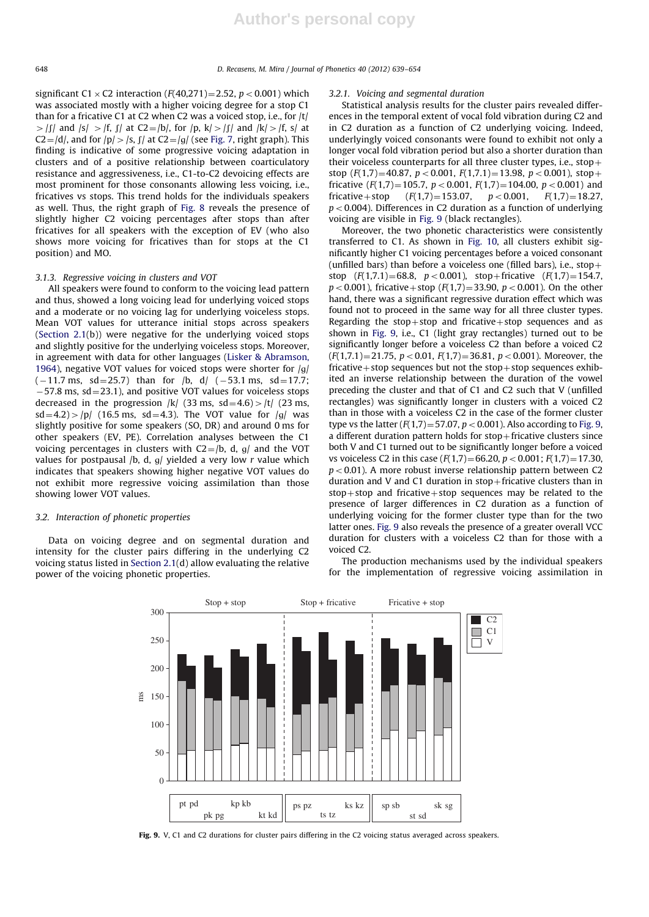significant C1 × C2 interaction ($F(40,271)=2.52$, $p<0.001$) which was associated mostly with a higher voicing degree for a stop C1 than for a fricative C1 at C2 when C2 was a voiced stop, i.e., for /t/ > /ʃ/ and /s/ > /f, ʃ/ at C2=/b/, for /p, k/ > /ʃ/ and /k/ > /f, s/ at C2=/d/, and for /p/ > /s, ʃ/ at C2=/g/ (see Fig. 7, right graph). This finding is indicative of some progressive voicing adaptation in clusters and of a positive relationship between coarticulatory resistance and aggressiveness, i.e., C1-to-C2 devoicing effects are most prominent for those consonants allowing less voicing, i.e., fricatives vs stops. This trend holds for the individuals speakers as well. Thus, the right graph of Fig. 8 reveals the presence of slightly higher C2 voicing percentages after stops than after fricatives for all speakers with the exception of EV (who also shows more voicing for fricatives than for stops at the C1 position) and MO.

### 3.1.3. Regressive voicing in clusters and VOT

All speakers were found to conform to the voicing lead pattern and thus, showed a long voicing lead for underlying voiced stops and a moderate or no voicing lag for underlying voiceless stops. Mean VOT values for utterance initial stops across speakers (Section 2.1(b)) were negative for the underlying voiced stops and slightly positive for the underlying voiceless stops. Moreover, in agreement with data for other languages (Lisker & Abramson, 1964), negative VOT values for voiced stops were shorter for /g/ (−11.7 ms, sd=25.7) than for /b, d/ (−53.1 ms, sd=17.7; −57.8 ms, sd=23.1), and positive VOT values for voiceless stops decreased in the progression /k/ (33 ms, sd=4.6) > /t/ (23 ms, sd=4.2) > /p/ (16.5 ms, sd=4.3). The VOT value for /g/ was slightly positive for some speakers (SO, DR) and around 0 ms for other speakers (EV, PE). Correlation analyses between the C1 voicing percentages in clusters with C2=/b, d, g/ and the VOT values for postpausal /b, d, g/ yielded a very low $r$ value which indicates that speakers showing higher negative VOT values do not exhibit more regressive voicing assimilation than those showing lower VOT values.

## 3.2. Interaction of phonetic properties

Data on voicing degree and on segmental duration and intensity for the cluster pairs differing in the underlying C2 voicing status listed in Section 2.1(d) allow evaluating the relative power of the voicing phonetic properties.

### 3.2.1. Voicing and segmental duration

Statistical analysis results for the cluster pairs revealed differences in the temporal extent of vocal fold vibration during C2 and in C2 duration as a function of C2 underlying voicing. Indeed, underlyingly voiced consonants were found to exhibit not only a longer vocal fold vibration period but also a shorter duration than their voiceless counterparts for all three cluster types, i.e., stop+stop ($F(1,7)=40.87$, $p<0.001$, $F(1,7.1)=13.98$, $p<0.001$), stop+fricative ($F(1,7)=105.7$, $p<0.001$, $F(1,7)=104.00$, $p<0.001$) and fricative+stop ($F(1,7)=153.07$, $p<0.001$, $F(1,7)=18.27$, $p<0.004$). Differences in C2 duration as a function of underlying voicing are visible in Fig. 9 (black rectangles).

Moreover, the two phonetic characteristics were consistently transferred to C1. As shown in Fig. 10, all clusters exhibit significantly higher C1 voicing percentages before a voiced consonant (unfilled bars) than before a voiceless one (filled bars), i.e., stop+stop ($F(1,7.1)=68.8$, $p<0.001$), stop+fricative ($F(1,7)=154.7$, $p<0.001$), fricative+stop ($F(1,7)=33.90$, $p<0.001$). On the other hand, there was a significant regressive duration effect which was found not to proceed in the same way for all three cluster types. Regarding the stop+stop and fricative+stop sequences and as shown in Fig. 9, i.e., C1 (light gray rectangles) turned out to be significantly longer before a voiceless C2 than before a voiced C2 ($F(1,7.1)=21.75$, $p<0.01$, $F(1,7)=36.81$, $p<0.001$). Moreover, the fricative+stop sequences but not the stop+stop sequences exhibited an inverse relationship between the duration of the vowel preceding the cluster and that of C1 and C2 such that V (unfilled rectangles) was significantly longer in clusters with a voiced C2 than in those with a voiceless C2 in the case of the former cluster type vs the latter ($F(1,7)=57.07$, $p<0.001$). Also according to Fig. 9, a different duration pattern holds for stop+fricative clusters since both V and C1 turned out to be significantly longer before a voiced vs voiceless C2 in this case ($F(1,7)=66.20$, $p<0.001$; $F(1,7)=17.30$, $p<0.01$). A more robust inverse relationship pattern between C2 duration and V and C1 duration in stop+fricative clusters than in stop+stop and fricative+stop sequences may be related to the presence of larger differences in C2 duration as a function of underlying voicing for the former cluster type than for the two latter ones. Fig. 9 also reveals the presence of a greater overall VCC duration for clusters with a voiceless C2 than for those with a voiced C2.

The production mechanisms used by the individual speakers for the implementation of regressive voicing assimilation in

**Fig. 9.** V, C1 and C2 durations for cluster pairs differing in the C2 voicing status averaged across speakers.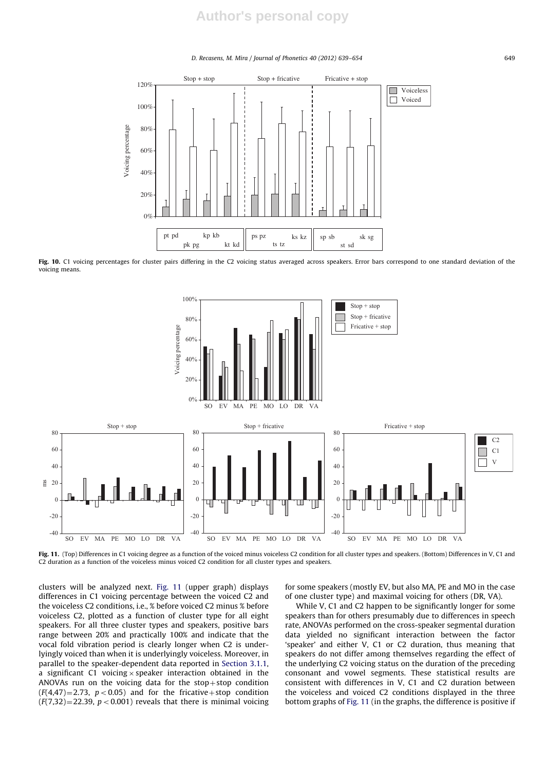Fig. 10. C1 voicing percentages for cluster pairs differing in the C2 voicing status averaged across speakers. Error bars correspond to one standard deviation of the voicing means.

Fig. 11. (Top) Differences in C1 voicing degree as a function of the voiced minus voiceless C2 condition for all cluster types and speakers. (Bottom) Differences in V, C1 and C2 duration as a function of the voiceless minus voiced C2 condition for all cluster types and speakers.

clusters will be analyzed next. Fig. 11 (upper graph) displays differences in C1 voicing percentage between the voiced C2 and the voiceless C2 conditions, i.e., % before voiced C2 minus % before voiceless C2, plotted as a function of cluster type for all eight speakers. For all three cluster types and speakers, positive bars range between 20% and practically 100% and indicate that the vocal fold vibration period is clearly longer when C2 is underlyingly voiced than when it is underlyingly voiceless. Moreover, in parallel to the speaker-dependent data reported in Section 3.1.1, a significant C1 voicing × speaker interaction obtained in the ANOVAs run on the voicing data for the stop + stop condition ($F(4,47) = 2.73$, $p < 0.05$) and for the fricative + stop condition ($F(7,32) = 22.39$, $p < 0.001$) reveals that there is minimal voicing for some speakers (mostly EV, but also MA, PE and MO in the case of one cluster type) and maximal voicing for others (DR, VA).

While V, C1 and C2 happen to be significantly longer for some speakers than for others presumably due to differences in speech rate, ANOVAs performed on the cross-speaker segmental duration data yielded no significant interaction between the factor 'speaker' and either V, C1 or C2 duration, thus meaning that speakers do not differ among themselves regarding the effect of the underlying C2 voicing status on the duration of the preceding consonant and vowel segments. These statistical results are consistent with differences in V, C1 and C2 duration between the voiceless and voiced C2 conditions displayed in the three bottom graphs of Fig. 11 (in the graphs, the difference is positive if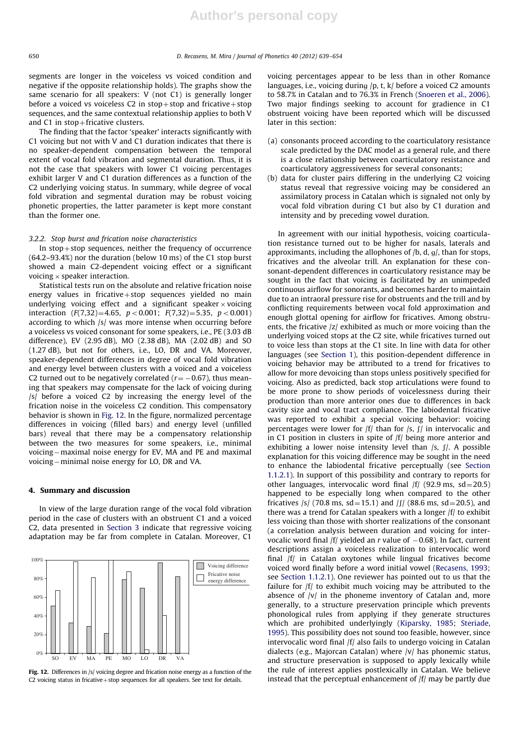segments are longer in the voiceless vs voiced condition and negative if the opposite relationship holds). The graphs show the same scenario for all speakers: V (not C1) is generally longer before a voiced vs voiceless C2 in stop+stop and fricative+stop sequences, and the same contextual relationship applies to both V and C1 in stop+fricative clusters.

The finding that the factor 'speaker' interacts significantly with C1 voicing but not with V and C1 duration indicates that there is no speaker-dependent compensation between the temporal extent of vocal fold vibration and segmental duration. Thus, it is not the case that speakers with lower C1 voicing percentages exhibit larger V and C1 duration differences as a function of the C2 underlying voicing status. In summary, while degree of vocal fold vibration and segmental duration may be robust voicing phonetic properties, the latter parameter is kept more constant than the former one.

### 3.2.2. Stop burst and frication noise characteristics

In stop+stop sequences, neither the frequency of occurrence (64.2–93.4%) nor the duration (below 10 ms) of the C1 stop burst showed a main C2-dependent voicing effect or a significant voicing × speaker interaction.

Statistical tests run on the absolute and relative frication noise energy values in fricative+stop sequences yielded no main underlying voicing effect and a significant speaker × voicing interaction ($F(7,32)=4.65$, $p<0.001$; $F(7,32)=5.35$, $p<0.001$) according to which /s/ was more intense when occurring before a voiceless vs voiced consonant for some speakers, i.e., PE (3.03 dB difference), EV (2.95 dB), MO (2.38 dB), MA (2.02 dB) and SO (1.27 dB), but not for others, i.e., LO, DR and VA. Moreover, speaker-dependent differences in degree of vocal fold vibration and energy level between clusters with a voiced and a voiceless C2 turned out to be negatively correlated ($r=-0.67$), thus meaning that speakers may compensate for the lack of voicing during /s/ before a voiced C2 by increasing the energy level of the frication noise in the voiceless C2 condition. This compensatory behavior is shown in Fig. 12. In the figure, normalized percentage differences in voicing (filled bars) and energy level (unfilled bars) reveal that there may be a compensatory relationship between the two measures for some speakers, i.e., minimal voicing – maximal noise energy for EV, MA and PE and maximal voicing – minimal noise energy for LO, DR and VA.

## 4. Summary and discussion

In view of the large duration range of the vocal fold vibration period in the case of clusters with an obstruent C1 and a voiced C2, data presented in Section 3 indicate that regressive voicing adaptation may be far from complete in Catalan. Moreover, C1 voicing percentages appear to be less than in other Romance languages, i.e., voicing during /p, t, k/ before a voiced C2 amounts to 58.7% in Catalan and to 76.3% in French (Snoeren et al., 2006). Two major findings seeking to account for gradience in C1 obstruent voicing have been reported which will be discussed later in this section:

(a) consonants proceed according to the coarticulatory resistance scale predicted by the DAC model as a general rule, and there is a close relationship between coarticulatory resistance and coarticulatory aggressiveness for several consonants;
(b) data for cluster pairs differing in the underlying C2 voicing status reveal that regressive voicing may be considered an assimilatory process in Catalan which is signaled not only by vocal fold vibration during C1 but also by C1 duration and intensity and by preceding vowel duration.

In agreement with our initial hypothesis, voicing coarticulation resistance turned out to be higher for nasals, laterals and approximants, including the allophones of /b, d, g/, than for stops, fricatives and the alveolar trill. An explanation for these consonant-dependent differences in coarticulatory resistance may be sought in the fact that voicing is facilitated by an unimpeded continuous airflow for sonorants, and becomes harder to maintain due to an intraoral pressure rise for obstruents and the trill and by conflicting requirements between vocal fold approximation and enough glottal opening for airflow for fricatives. Among obstruents, the fricative /z/ exhibited as much or more voicing than the underlying voiced stops at the C2 site, while fricatives turned out to voice less than stops at the C1 site. In line with data for other languages (see Section 1), this position-dependent difference in voicing behavior may be attributed to a trend for fricatives to allow for more devoicing than stops unless positively specified for voicing. Also as predicted, back stop articulations were found to be more prone to show periods of voicelessness during their production than more anterior ones due to differences in back cavity size and vocal tract compliance. The labiodental fricative was reported to exhibit a special voicing behavior: voicing percentages were lower for /f/ than for /s, ʃ/ in intervocalic and in C1 position in clusters in spite of /f/ being more anterior and exhibiting a lower noise intensity level than /s, ʃ/. A possible explanation for this voicing difference may be sought in the need to enhance the labiodental fricative perceptually (see Section 1.1.2.1). In support of this possibility and contrary to reports for other languages, intervocalic word final /f/ (92.9 ms, sd=20.5) happened to be especially long when compared to the other fricatives /s/ (70.8 ms, sd=15.1) and /ʃ/ (88.6 ms, sd=20.5), and there was a trend for Catalan speakers with a longer /f/ to exhibit less voicing than those with shorter realizations of the consonant (a correlation analysis between duration and voicing for intervocalic word final /f/ yielded an $r$ value of $-0.68$). In fact, current descriptions assign a voiceless realization to intervocalic word final /f/ in Catalan oxytones while lingual fricatives become voiced word finally before a word initial vowel (Recasens, 1993; see Section 1.1.2.1). One reviewer has pointed out to us that the failure for /f/ to exhibit much voicing may be attributed to the absence of /v/ in the phoneme inventory of Catalan and, more generally, to a structure preservation principle which prevents phonological rules from applying if they generate structures which are prohibited underlyingly (Kiparsky, 1985; Steriade, 1995). This possibility does not sound too feasible, however, since intervocalic word final /f/ also fails to undergo voicing in Catalan dialects (e.g., Majorcan Catalan) where /v/ has phonemic status, and structure preservation is supposed to apply lexically while the rule of interest applies postlexically in Catalan. We believe instead that the perceptual enhancement of /f/ may be partly due

Fig. 12. Differences in /s/ voicing degree and frication noise energy as a function of the C2 voicing status in fricative+stop sequences for all speakers. See text for details.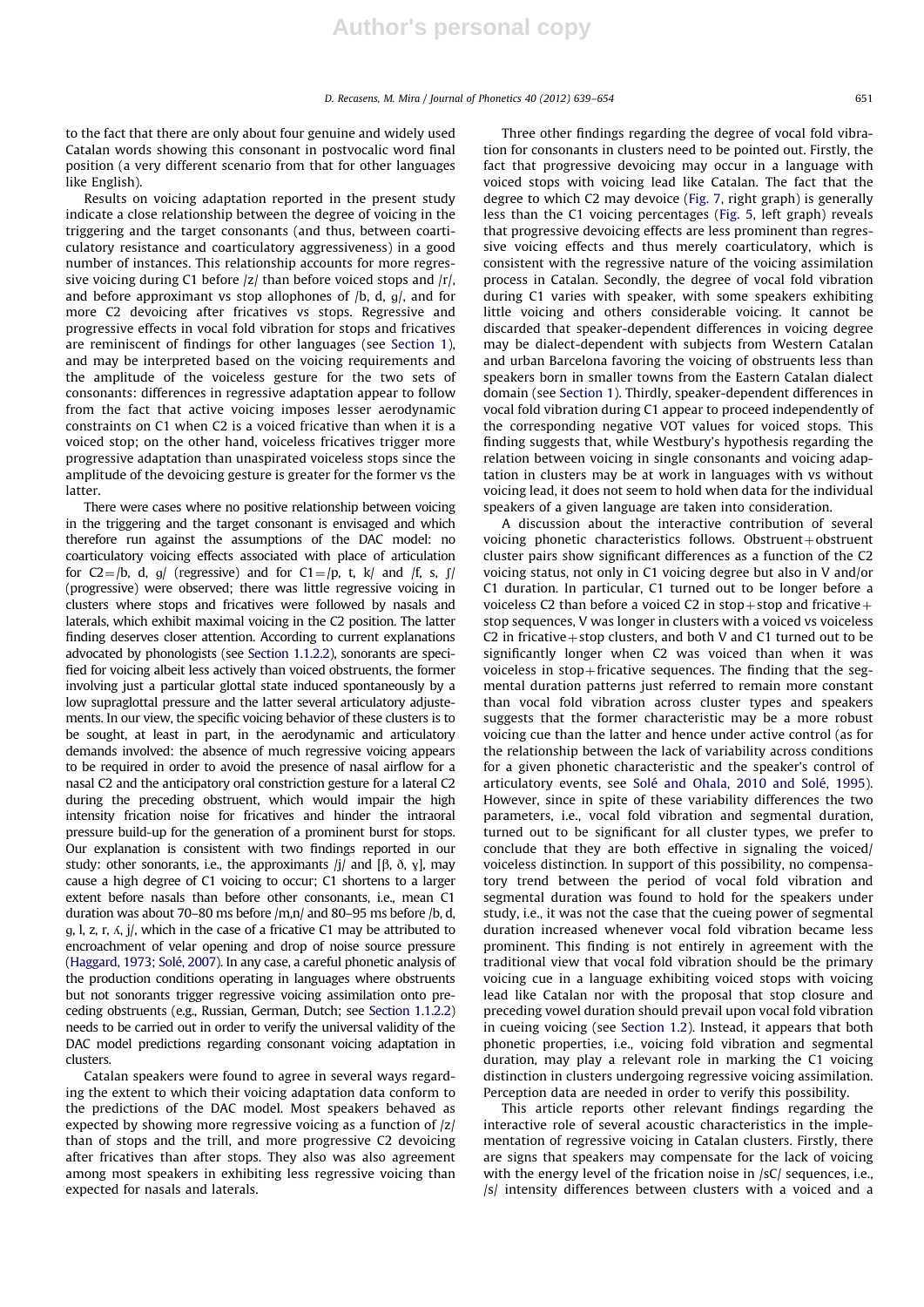to the fact that there are only about four genuine and widely used Catalan words showing this consonant in postvocalic word final position (a very different scenario from that for other languages like English).

Results on voicing adaptation reported in the present study indicate a close relationship between the degree of voicing in the triggering and the target consonants (and thus, between coarticulatory resistance and coarticulatory aggressiveness) in a good number of instances. This relationship accounts for more regressive voicing during C1 before /z/ than before voiced stops and /r/, and before approximant vs stop allophones of /b, d, g/, and for more C2 devoicing after fricatives vs stops. Regressive and progressive effects in vocal fold vibration for stops and fricatives are reminiscent of findings for other languages (see Section 1), and may be interpreted based on the voicing requirements and the amplitude of the voiceless gesture for the two sets of consonants: differences in regressive adaptation appear to follow from the fact that active voicing imposes lesser aerodynamic constraints on C1 when C2 is a voiced fricative than when it is a voiced stop; on the other hand, voiceless fricatives trigger more progressive adaptation than unaspirated voiceless stops since the amplitude of the devoicing gesture is greater for the former vs the latter.

There were cases where no positive relationship between voicing in the triggering and the target consonant is envisaged and which therefore run against the assumptions of the DAC model: no coarticulatory voicing effects associated with place of articulation for C2 = /b, d, g/ (regressive) and for C1 = /p, t, k/ and /f, s, ʃ/ (progressive) were observed; there was little regressive voicing in clusters where stops and fricatives were followed by nasals and laterals, which exhibit maximal voicing in the C2 position. The latter finding deserves closer attention. According to current explanations advocated by phonologists (see Section 1.1.2.2), sonorants are specified for voicing albeit less actively than voiced obstruents, the former involving just a particular glottal state induced spontaneously by a low supraglottal pressure and the latter several articulatory adjustements. In our view, the specific voicing behavior of these clusters is to be sought, at least in part, in the aerodynamic and articulatory demands involved: the absence of much regressive voicing appears to be required in order to avoid the presence of nasal airflow for a nasal C2 and the anticipatory oral constriction gesture for a lateral C2 during the preceding obstruent, which would impair the high intensity frication noise for fricatives and hinder the intraoral pressure build-up for the generation of a prominent burst for stops. Our explanation is consistent with two findings reported in our study: other sonorants, i.e., the approximants /j/ and [β, ð, ɣ], may cause a high degree of C1 voicing to occur; C1 shortens to a larger extent before nasals than before other consonants, i.e., mean C1 duration was about 70–80 ms before /m,n/ and 80–95 ms before /b, d, g, l, z, r, ʎ, j/, which in the case of a fricative C1 may be attributed to encroachment of velar opening and drop of noise source pressure (Haggard, 1973; Solé, 2007). In any case, a careful phonetic analysis of the production conditions operating in languages where obstruents but not sonorants trigger regressive voicing assimilation onto preceding obstruents (e.g., Russian, German, Dutch; see Section 1.1.2.2) needs to be carried out in order to verify the universal validity of the DAC model predictions regarding consonant voicing adaptation in clusters.

Catalan speakers were found to agree in several ways regarding the extent to which their voicing adaptation data conform to the predictions of the DAC model. Most speakers behaved as expected by showing more regressive voicing as a function of /z/ than of stops and the trill, and more progressive C2 devoicing after fricatives than after stops. They also was also agreement among most speakers in exhibiting less regressive voicing than expected for nasals and laterals.

Three other findings regarding the degree of vocal fold vibration for consonants in clusters need to be pointed out. Firstly, the fact that progressive devoicing may occur in a language with voiced stops with voicing lead like Catalan. The fact that the degree to which C2 may devoice (Fig. 7, right graph) is generally less than the C1 voicing percentages (Fig. 5, left graph) reveals that progressive devoicing effects are less prominent than regressive voicing effects and thus merely coarticulatory, which is consistent with the regressive nature of the voicing assimilation process in Catalan. Secondly, the degree of vocal fold vibration during C1 varies with speaker, with some speakers exhibiting little voicing and others considerable voicing. It cannot be discarded that speaker-dependent differences in voicing degree may be dialect-dependent with subjects from Western Catalan and urban Barcelona favoring the voicing of obstruents less than speakers born in smaller towns from the Eastern Catalan dialect domain (see Section 1). Thirdly, speaker-dependent differences in vocal fold vibration during C1 appear to proceed independently of the corresponding negative VOT values for voiced stops. This finding suggests that, while Westbury's hypothesis regarding the relation between voicing in single consonants and voicing adaptation in clusters may be at work in languages with vs without voicing lead, it does not seem to hold when data for the individual speakers of a given language are taken into consideration.

A discussion about the interactive contribution of several voicing phonetic characteristics follows. Obstruent + obstruent cluster pairs show significant differences as a function of the C2 voicing status, not only in C1 voicing degree but also in V and/or C1 duration. In particular, C1 turned out to be longer before a voiceless C2 than before a voiced C2 in stop + stop and fricative + stop sequences, V was longer in clusters with a voiced vs voiceless C2 in fricative + stop clusters, and both V and C1 turned out to be significantly longer when C2 was voiced than when it was voiceless in stop + fricative sequences. The finding that the segmental duration patterns just referred to remain more constant than vocal fold vibration across cluster types and speakers suggests that the former characteristic may be a more robust voicing cue than the latter and hence under active control (as for the relationship between the lack of variability across conditions for a given phonetic characteristic and the speaker's control of articulatory events, see Solé and Ohala, 2010 and Solé, 1995). However, since in spite of these variability differences the two parameters, i.e., vocal fold vibration and segmental duration, turned out to be significant for all cluster types, we prefer to conclude that they are both effective in signaling the voiced/ voiceless distinction. In support of this possibility, no compensatory trend between the period of vocal fold vibration and segmental duration was found to hold for the speakers under study, i.e., it was not the case that the cueing power of segmental duration increased whenever vocal fold vibration became less prominent. This finding is not entirely in agreement with the traditional view that vocal fold vibration should be the primary voicing cue in a language exhibiting voiced stops with voicing lead like Catalan nor with the proposal that stop closure and preceding vowel duration should prevail upon vocal fold vibration in cueing voicing (see Section 1.2). Instead, it appears that both phonetic properties, i.e., voicing fold vibration and segmental duration, may play a relevant role in marking the C1 voicing distinction in clusters undergoing regressive voicing assimilation. Perception data are needed in order to verify this possibility.

This article reports other relevant findings regarding the interactive role of several acoustic characteristics in the implementation of regressive voicing in Catalan clusters. Firstly, there are signs that speakers may compensate for the lack of voicing with the energy level of the frication noise in /sC/ sequences, i.e., /s/ intensity differences between clusters with a voiced and a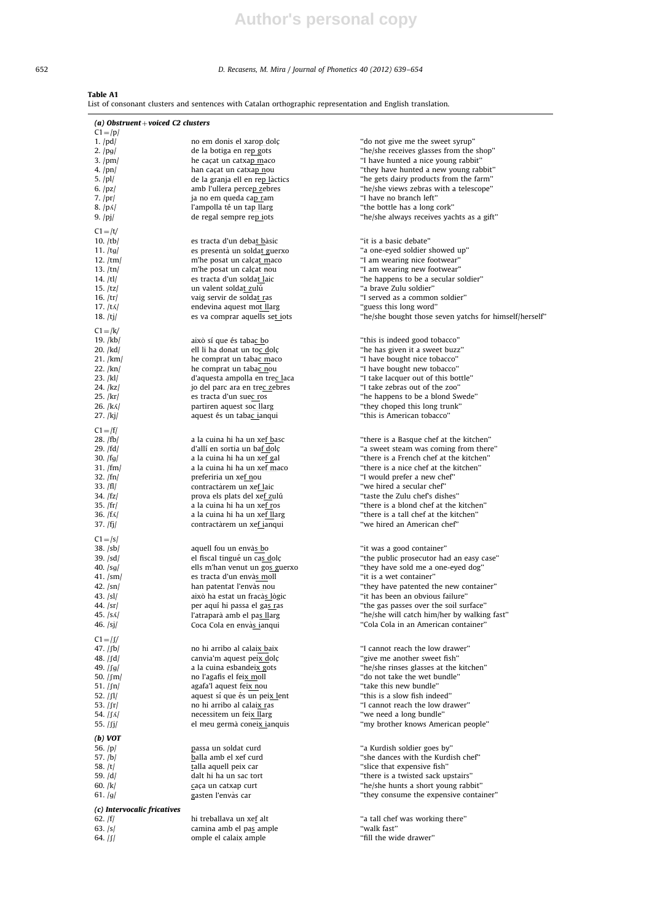**Table A1**
List of consonant clusters and sentences with Catalan orthographic representation and English translation.

| | | |
|---|---|---|
| ***(a) Obstruent + voiced C2 clusters*** | | |
| C1 = /p/ | | |
| 1. /pd/ | no em donis el xarop dolç | "do not give me the sweet syrup" |
| 2. /pg/ | de la botiga en rep gots | "he/she receives glasses from the shop" |
| 3. /pm/ | he caçat un catxap maco | "I have hunted a nice young rabbit" |
| 4. /pn/ | han caçat un catxap nou | "they have hunted a new young rabbit" |
| 5. /pl/ | de la granja ell en rep làctics | "he gets dairy products from the farm" |
| 6. /pz/ | amb l'ullera percep zebres | "he/she views zebras with a telescope" |
| 7. /pr/ | ja no em queda cap ram | "I have no branch left" |
| 8. /pʎ/ | l'ampolla té un tap llarg | "the bottle has a long cork" |
| 9. /pj/ | de regal sempre rep iots | "he/she always receives yachts as a gift" |
| C1 = /t/ | | |
| 10. /tb/ | es tracta d'un debat bàsic | "it is a basic debate" |
| 11. /tg/ | es presentà un soldat guerxo | "a one-eyed soldier showed up" |
| 12. /tm/ | m'he posat un calçat maco | "I am wearing nice footwear" |
| 13. /tn/ | m'he posat un calçat nou | "I am wearing new footwear" |
| 14. /tl/ | es tracta d'un soldat laic | "he happens to be a secular soldier" |
| 15. /tz/ | un valent soldat zulú | "a brave Zulu soldier" |
| 16. /tr/ | vaig servir de soldat ras | "I served as a common soldier" |
| 17. /tʎ/ | endevina aquest mot llarg | "guess this long word" |
| 18. /tj/ | es va comprar aquells set iots | "he/she bought those seven yatchs for himself/herself" |
| C1 = /k/ | | |
| 19. /kb/ | això sí que és tabac bo | "this is indeed good tobacco" |
| 20. /kd/ | ell li ha donat un toc dolç | "he has given it a sweet buzz" |
| 21. /km/ | he comprat un tabac maco | "I have bought nice tobacco" |
| 22. /kn/ | he comprat un tabac nou | "I have bought new tobacco" |
| 23. /kl/ | d'aquesta ampolla en trec laca | "I take lacquer out of this bottle" |
| 24. /kz/ | jo del parc ara en trec zebres | "I take zebras out of the zoo" |
| 25. /kr/ | es tracta d'un suec ros | "he happens to be a blond Swede" |
| 26. /kʎ/ | partiren aquest soc llarg | "they choped this long trunk" |
| 27. /kj/ | aquest és un tabac ianqui | "this is American tobacco" |
| C1 = /f/ | | |
| 28. /fb/ | a la cuina hi ha un xef basc | "there is a Basque chef at the kitchen" |
| 29. /fd/ | d'allí en sortia un baf dolç | "a sweet steam was coming from there" |
| 30. /fg/ | a la cuina hi ha un xef gal | "there is a French chef at the kitchen" |
| 31. /fm/ | a la cuina hi ha un xef maco | "there is a nice chef at the kitchen" |
| 32. /fn/ | preferiria un xef nou | "I would prefer a new chef" |
| 33. /fl/ | contractàrem un xef laic | "we hired a secular chef" |
| 34. /fz/ | prova els plats del xef zulú | "taste the Zulu chef's dishes" |
| 35. /fr/ | a la cuina hi ha un xef ros | "there is a blond chef at the kitchen" |
| 36. /fʎ/ | a la cuina hi ha un xef llarg | "there is a tall chef at the kitchen" |
| 37. /fj/ | contractàrem un xef ianqui | "we hired an American chef" |
| C1 = /s/ | | |
| 38. /sb/ | aquell fou un envàs bo | "it was a good container" |
| 39. /sd/ | el fiscal tingué un cas dolç | "the public prosecutor had an easy case" |
| 40. /sg/ | ells m'han venut un gos guerxo | "they have sold me a one-eyed dog" |
| 41. /sm/ | es tracta d'un envàs moll | "it is a wet container" |
| 42. /sn/ | han patentat l'envàs nou | "they have patented the new container" |
| 43. /sl/ | això ha estat un fracàs lògic | "it has been an obvious failure" |
| 44. /sr/ | per aquí hi passa el gas ras | "the gas passes over the soil surface" |
| 45. /sʎ/ | l'atraparà amb el pas llarg | "he/she will catch him/her by walking fast" |
| 46. /sj/ | Coca Cola en envàs ianqui | "Cola Cola in an American container" |
| C1 = /ʃ/ | | |
| 47. /ʃb/ | no hi arribo al calaix baix | "I cannot reach the low drawer" |
| 48. /ʃd/ | canvia'm aquest peix dolç | "give me another sweet fish" |
| 49. /ʃg/ | a la cuina esbandeix gots | "he/she rinses glasses at the kitchen" |
| 50. /ʃm/ | no l'agafis el feix moll | "do not take the wet bundle" |
| 51. /ʃn/ | agafa'l aquest feix nou | "take this new bundle" |
| 52. /ʃl/ | aquest sí que és un peix lent | "this is a slow fish indeed" |
| 53. /ʃr/ | no hi arribo al calaix ras | "I cannot reach the low drawer" |
| 54. /ʃʎ/ | necessitem un feix llarg | "we need a long bundle" |
| 55. /ʃj/ | el meu germà coneix ianquis | "my brother knows American people" |
| ***(b) VOT*** | | |
| 56. /p/ | passa un soldat curd | "a Kurdish soldier goes by" |
| 57. /b/ | balla amb el xef curd | "she dances with the Kurdish chef" |
| 58. /t/ | talla aquell peix car | "slice that expensive fish" |
| 59. /d/ | dalt hi ha un sac tort | "there is a twisted sack upstairs" |
| 60. /k/ | caça un catxap curt | "he/she hunts a short young rabbit" |
| 61. /g/ | gasten l'envàs car | "they consume the expensive container" |
| ***(c) Intervocalic fricatives*** | | |
| 62. /f/ | hi treballava un xef alt | "a tall chef was working there" |
| 63. /s/ | camina amb el pas ample | "walk fast" |
| 64. /ʃ/ | omple el calaix ample | "fill the wide drawer" |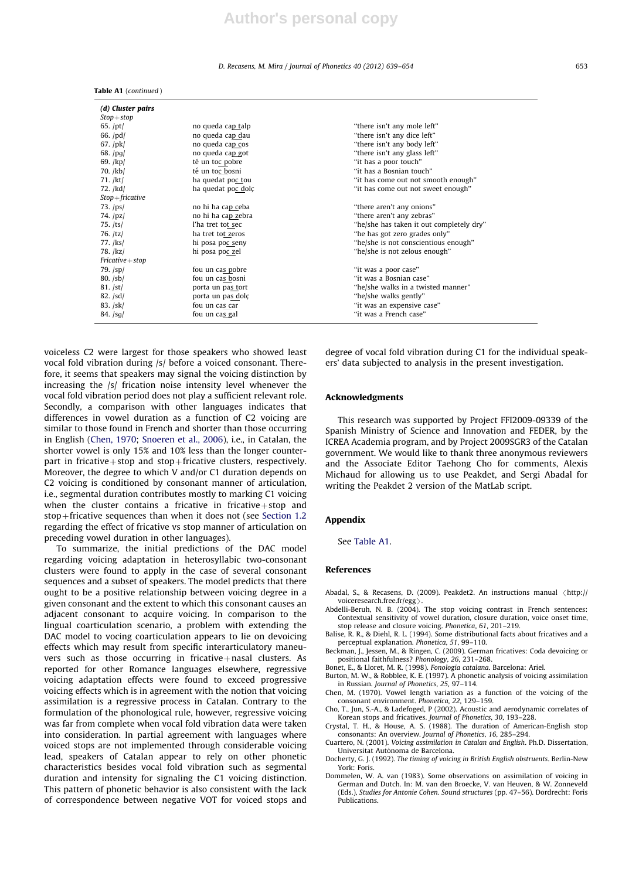**Table A1** (*continued*)

| (d) Cluster pairs | | |
|---|---|---|
| *Stop+stop* | | |
| 65. /pt/ | no queda cap talp | "there isn't any mole left" |
| 66. /pd/ | no queda cap dau | "there isn't any dice left" |
| 67. /pk/ | no queda cap cos | "there isn't any body left" |
| 68. /pg/ | no queda cap got | "there isn't any glass left" |
| 69. /kp/ | té un toc pobre | "it has a poor touch" |
| 70. /kb/ | té un toc bosni | "it has a Bosnian touch" |
| 71. /kt/ | ha quedat poc tou | "it has come out not smooth enough" |
| 72. /kd/ | ha quedat poc dolç | "it has come out not sweet enough" |
| *Stop+fricative* | | |
| 73. /ps/ | no hi ha cap ceba | "there aren't any onions" |
| 74. /pz/ | no hi ha cap zebra | "there aren't any zebras" |
| 75. /ts/ | l'ha tret tot sec | "he/she has taken it out completely dry" |
| 76. /tz/ | ha tret tot zeros | "he has got zero grades only" |
| 77. /ks/ | hi posa poc seny | "he/she is not conscientious enough" |
| 78. /kz/ | hi posa poc zel | "he/she is not zelous enough" |
| *Fricative+stop* | | |
| 79. /sp/ | fou un cas pobre | "it was a poor case" |
| 80. /sb/ | fou un cas bosni | "it was a Bosnian case" |
| 81. /st/ | porta un pas tort | "he/she walks in a twisted manner" |
| 82. /sd/ | porta un pas dolç | "he/she walks gently" |
| 83. /sk/ | fou un cas car | "it was an expensive case" |
| 84. /sg/ | fou un cas gal | "it was a French case" |

voiceless C2 were largest for those speakers who showed least vocal fold vibration during /s/ before a voiced consonant. Therefore, it seems that speakers may signal the voicing distinction by increasing the /s/ frication noise intensity level whenever the vocal fold vibration period does not play a sufficient relevant role. Secondly, a comparison with other languages indicates that differences in vowel duration as a function of C2 voicing are similar to those found in French and shorter than those occurring in English (Chen, 1970; Snoeren et al., 2006), i.e., in Catalan, the shorter vowel is only 15% and 10% less than the longer counterpart in fricative+stop and stop+fricative clusters, respectively. Moreover, the degree to which V and/or C1 duration depends on C2 voicing is conditioned by consonant manner of articulation, i.e., segmental duration contributes mostly to marking C1 voicing when the cluster contains a fricative in fricative+stop and stop+fricative sequences than when it does not (see Section 1.2 regarding the effect of fricative vs stop manner of articulation on preceding vowel duration in other languages).

To summarize, the initial predictions of the DAC model regarding voicing adaptation in heterosyllabic two-consonant clusters were found to apply in the case of several consonant sequences and a subset of speakers. The model predicts that there ought to be a positive relationship between voicing degree in a given consonant and the extent to which this consonant causes an adjacent consonant to acquire voicing. In comparison to the lingual coarticulation scenario, a problem with extending the DAC model to vocing coarticulation appears to lie on devoicing effects which may result from specific interarticulatory maneuvers such as those occurring in fricative+nasal clusters. As reported for other Romance languages elsewhere, regressive voicing adaptation effects were found to exceed progressive voicing effects which is in agreement with the notion that voicing assimilation is a regressive process in Catalan. Contrary to the formulation of the phonological rule, however, regressive voicing was far from complete when vocal fold vibration data were taken into consideration. In partial agreement with languages where voiced stops are not implemented through considerable voicing lead, speakers of Catalan appear to rely on other phonetic characteristics besides vocal fold vibration such as segmental duration and intensity for signaling the C1 voicing distinction. This pattern of phonetic behavior is also consistent with the lack of correspondence between negative VOT for voiced stops and degree of vocal fold vibration during C1 for the individual speakers' data subjected to analysis in the present investigation.

## Acknowledgments

This research was supported by Project FFI2009-09339 of the Spanish Ministry of Science and Innovation and FEDER, by the ICREA Academia program, and by Project 2009SGR3 of the Catalan government. We would like to thank three anonymous reviewers and the Associate Editor Taehong Cho for comments, Alexis Michaud for allowing us to use Peakdet, and Sergi Abadal for writing the Peakdet 2 version of the MatLab script.

## Appendix

See Table A1.

## References

Abadal, S., & Recasens, D. (2009). Peakdet2. An instructions manual ⟨http://voiceresearch.free.fr/egg⟩.

Abdelli-Beruh, N. B. (2004). The stop voicing contrast in French sentences: Contextual sensitivity of vowel duration, closure duration, voice onset time, stop release and closure voicing. *Phonetica*, *61*, 201–219.

Balise, R. R., & Diehl, R. L. (1994). Some distributional facts about fricatives and a perceptual explanation. *Phonetica*, *51*, 99–110.

Beckman, J., Jessen, M., & Ringen, C. (2009). German fricatives: Coda devoicing or positional faithfulness? *Phonology*, *26*, 231–268.

Bonet, E., & Lloret, M. R. (1998). *Fonologia catalana*. Barcelona: Ariel.

Burton, M. W., & Robblee, K. E. (1997). A phonetic analysis of voicing assimilation in Russian. *Journal of Phonetics*, *25*, 97–114.

Chen, M. (1970). Vowel length variation as a function of the voicing of the consonant environment. *Phonetica*, *22*, 129–159.

Cho, T., Jun, S.-A., & Ladefoged, P (2002). Acoustic and aerodynamic correlates of Korean stops and fricatives. *Journal of Phonetics*, *30*, 193–228.

Crystal, T. H., & House, A. S. (1988). The duration of American-English stop consonants: An overview. *Journal of Phonetics*, *16*, 285–294.

Cuartero, N. (2001). *Voicing assimilation in Catalan and English*. Ph.D. Dissertation, Universitat Autònoma de Barcelona.

Docherty, G. J. (1992). *The timing of voicing in British English obstruents*. Berlin-New York: Foris.

Dommelen, W. A. van (1983). Some observations on assimilation of voicing in German and Dutch. In: M. van den Broecke, V. van Heuven, & W. Zonneveld (Eds.), *Studies for Antonie Cohen. Sound structures* (pp. 47–56). Dordrecht: Foris Publications.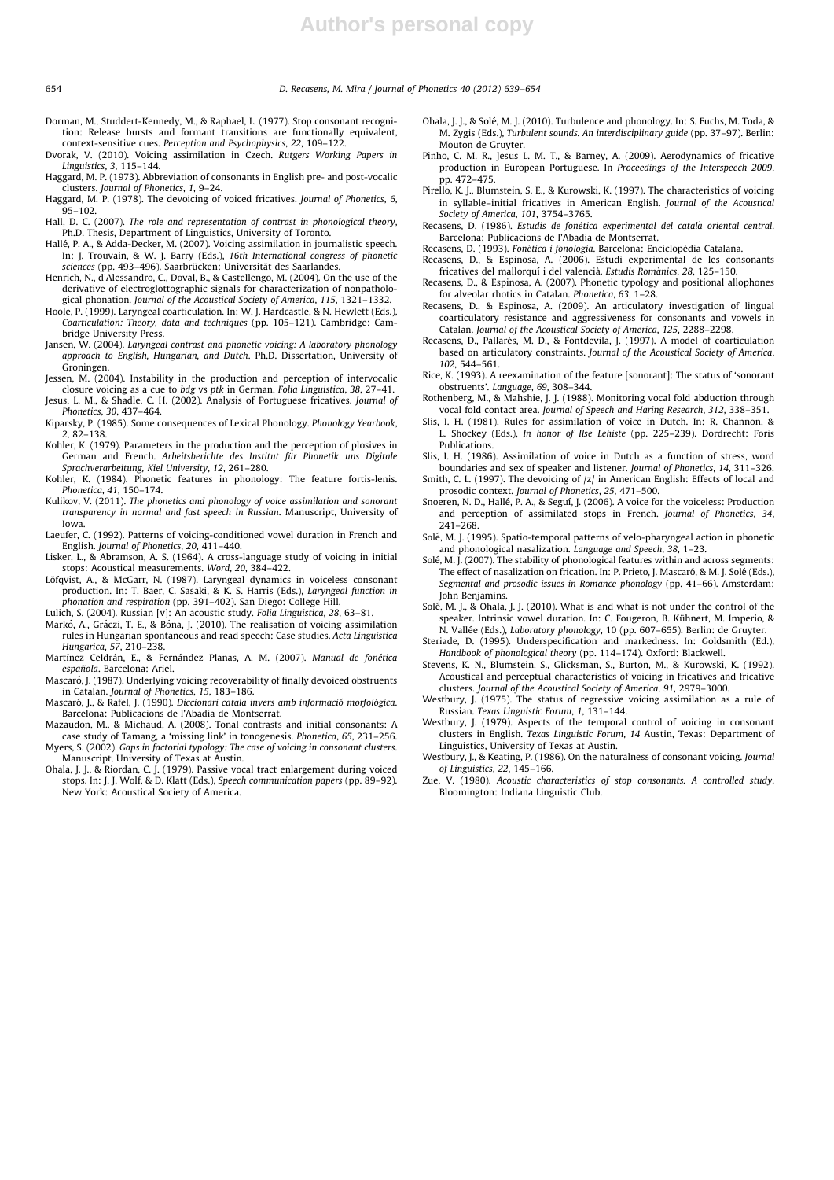Dorman, M., Studdert-Kennedy, M., & Raphael, L. (1977). Stop consonant recognition: Release bursts and formant transitions are functionally equivalent, context-sensitive cues. *Perception and Psychophysics*, *22*, 109–122.

Dvorak, V. (2010). Voicing assimilation in Czech. *Rutgers Working Papers in Linguistics*, *3*, 115–144.

Haggard, M. P. (1973). Abbreviation of consonants in English pre- and post-vocalic clusters. *Journal of Phonetics*, *1*, 9–24.

Haggard, M. P. (1978). The devoicing of voiced fricatives. *Journal of Phonetics*, *6*, 95–102.

Hall, D. C. (2007). *The role and representation of contrast in phonological theory*. Ph.D. Thesis, Department of Linguistics, University of Toronto.

Hallé, P. A., & Adda-Decker, M. (2007). Voicing assimilation in journalistic speech. In: J. Trouvain, & W. J. Barry (Eds.), *16th International congress of phonetic sciences* (pp. 493–496). Saarbrücken: Universität des Saarlandes.

Henrich, N., d'Alessandro, C., Doval, B., & Castellengo, M. (2004). On the use of the derivative of electroglottographic signals for characterization of nonpathological phonation. *Journal of the Acoustical Society of America*, *115*, 1321–1332.

Hoole, P. (1999). Laryngeal coarticulation. In: W. J. Hardcastle, & N. Hewlett (Eds.), *Coarticulation: Theory, data and techniques* (pp. 105–121). Cambridge: Cambridge University Press.

Jansen, W. (2004). *Laryngeal contrast and phonetic voicing: A laboratory phonology approach to English, Hungarian, and Dutch*. Ph.D. Dissertation, University of Groningen.

Jessen, M. (2004). Instability in the production and perception of intervocalic closure voicing as a cue to *bdg* vs *ptk* in German. *Folia Linguistica*, *38*, 27–41.

Jesus, L. M., & Shadle, C. H. (2002). Analysis of Portuguese fricatives. *Journal of Phonetics*, *30*, 437–464.

Kiparsky, P. (1985). Some consequences of Lexical Phonology. *Phonology Yearbook*, *2*, 82–138.

Kohler, K. (1979). Parameters in the production and the perception of plosives in German and French. *Arbeitsberichte des Institut für Phonetik uns Digitale Sprachverarbeitung, Kiel University*, *12*, 261–280.

Kohler, K. (1984). Phonetic features in phonology: The feature fortis-lenis. *Phonetica*, *41*, 150–174.

Kulikov, V. (2011). *The phonetics and phonology of voice assimilation and sonorant transparency in normal and fast speech in Russian*. Manuscript, University of Iowa.

Laeufer, C. (1992). Patterns of voicing-conditioned vowel duration in French and English. *Journal of Phonetics*, *20*, 411–440.

Lisker, L., & Abramson, A. S. (1964). A cross-language study of voicing in initial stops: Acoustical measurements. *Word*, *20*, 384–422.

Löfqvist, A., & McGarr, N. (1987). Laryngeal dynamics in voiceless consonant production. In: T. Baer, C. Sasaki, & K. S. Harris (Eds.), *Laryngeal function in phonation and respiration* (pp. 391–402). San Diego: College Hill.

Lulich, S. (2004). Russian [v]: An acoustic study. *Folia Linguistica*, *28*, 63–81.

Markó, A., Gráczi, T. E., & Bóna, J. (2010). The realisation of voicing assimilation rules in Hungarian spontaneous and read speech: Case studies. *Acta Linguistica Hungarica*, *57*, 210–238.

Martínez Celdrán, E., & Fernández Planas, A. M. (2007). *Manual de fonética española*. Barcelona: Ariel.

Mascaró, J. (1987). Underlying voicing recoverability of finally devoiced obstruents in Catalan. *Journal of Phonetics*, *15*, 183–186.

Mascaró, J., & Rafel, J. (1990). *Diccionari català invers amb informació morfològica*. Barcelona: Publicacions de l'Abadia de Montserrat.

Mazaudon, M., & Michaud, A. (2008). Tonal contrasts and initial consonants: A case study of Tamang, a 'missing link' in tonogenesis. *Phonetica*, *65*, 231–256.

Myers, S. (2002). *Gaps in factorial typology: The case of voicing in consonant clusters*. Manuscript, University of Texas at Austin.

Ohala, J. J., & Riordan, C. J. (1979). Passive vocal tract enlargement during voiced stops. In: J. J. Wolf, & D. Klatt (Eds.), *Speech communication papers* (pp. 89–92). New York: Acoustical Society of America.

Ohala, J. J., & Solé, M. J. (2010). Turbulence and phonology. In: S. Fuchs, M. Toda, & M. Zygis (Eds.), *Turbulent sounds. An interdisciplinary guide* (pp. 37–97). Berlin: Mouton de Gruyter.

Pinho, C. M. R., Jesus L. M. T., & Barney, A. (2009). Aerodynamics of fricative production in European Portuguese. In *Proceedings of the Interspeech 2009*, pp. 472–475.

Pirello, K. J., Blumstein, S. E., & Kurowski, K. (1997). The characteristics of voicing in syllable–initial fricatives in American English. *Journal of the Acoustical Society of America*, *101*, 3754–3765.

Recasens, D. (1986). *Estudis de fonética experimental del català oriental central*. Barcelona: Publicacions de l'Abadia de Montserrat.

Recasens, D. (1993). *Fonètica i fonologia*. Barcelona: Enciclopèdia Catalana.

Recasens, D., & Espinosa, A. (2006). Estudi experimental de les consonants fricatives del mallorquí i del valencià. *Estudis Romànics*, *28*, 125–150.

Recasens, D., & Espinosa, A. (2007). Phonetic typology and positional allophones for alveolar rhotics in Catalan. *Phonetica*, *63*, 1–28.

Recasens, D., & Espinosa, A. (2009). An articulatory investigation of lingual coarticulatory resistance and aggressiveness for consonants and vowels in Catalan. *Journal of the Acoustical Society of America*, *125*, 2288–2298.

Recasens, D., Pallarès, M. D., & Fontdevila, J. (1997). A model of coarticulation based on articulatory constraints. *Journal of the Acoustical Society of America*, *102*, 544–561.

Rice, K. (1993). A reexamination of the feature [sonorant]: The status of 'sonorant obstruents'. *Language*, *69*, 308–344.

Rothenberg, M., & Mahshie, J. J. (1988). Monitoring vocal fold abduction through vocal fold contact area. *Journal of Speech and Haring Research*, *312*, 338–351.

Slis, I. H. (1981). Rules for assimilation of voice in Dutch. In: R. Channon, & L. Shockey (Eds.), *In honor of Ilse Lehiste* (pp. 225–239). Dordrecht: Foris Publications.

Slis, I. H. (1986). Assimilation of voice in Dutch as a function of stress, word boundaries and sex of speaker and listener. *Journal of Phonetics*, *14*, 311–326.

Smith, C. L. (1997). The devoicing of /z/ in American English: Effects of local and prosodic context. *Journal of Phonetics*, *25*, 471–500.

Snoeren, N. D., Hallé, P. A., & Seguí, J. (2006). A voice for the voiceless: Production and perception of assimilated stops in French. *Journal of Phonetics*, *34*, 241–268.

Solé, M. J. (1995). Spatio-temporal patterns of velo-pharyngeal action in phonetic and phonological nasalization. *Language and Speech*, *38*, 1–23.

Solé, M. J. (2007). The stability of phonological features within and across segments: The effect of nasalization on frication. In: P. Prieto, J. Mascaró, & M. J. Solé (Eds.), *Segmental and prosodic issues in Romance phonology* (pp. 41–66). Amsterdam: John Benjamins.

Solé, M. J., & Ohala, J. J. (2010). What is and what is not under the control of the speaker. Intrinsic vowel duration. In: C. Fougeron, B. Kühnert, M. Imperio, & N. Vallée (Eds.), *Laboratory phonology*, 10 (pp. 607–655). Berlin: de Gruyter.

Steriade, D. (1995). Underspecification and markedness. In: Goldsmith (Ed.), *Handbook of phonological theory* (pp. 114–174). Oxford: Blackwell.

Stevens, K. N., Blumstein, S. E., Glicksman, S., Burton, M., & Kurowski, K. (1992). Acoustical and perceptual characteristics of voicing in fricatives and fricative clusters. *Journal of the Acoustical Society of America*, *91*, 2979–3000.

Westbury, J. (1975). The status of regressive voicing assimilation as a rule of Russian. *Texas Linguistic Forum*, *1*, 131–144.

Westbury, J. (1979). Aspects of the temporal control of voicing in consonant clusters in English. *Texas Linguistic Forum*, *14* Austin, Texas: Department of Linguistics, University of Texas at Austin.

Westbury, J., & Keating, P. (1986). On the naturalness of consonant voicing. *Journal of Linguistics*, *22*, 145–166.

Zue, V. (1980). *Acoustic characteristics of stop consonants. A controlled study*. Bloomington: Indiana Linguistic Club.